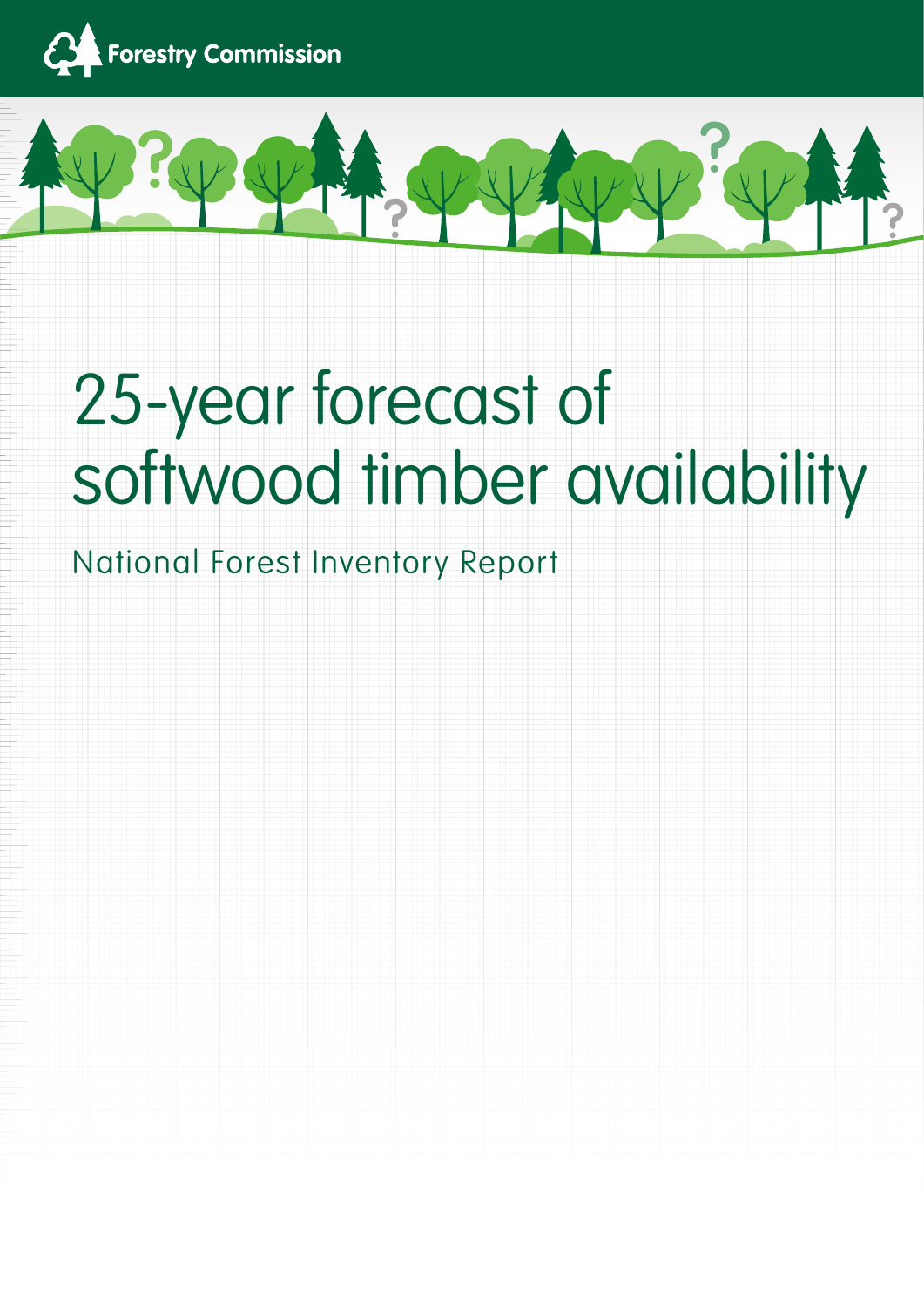Forestry Commission

# 25-year forecast of softwood timber availability

## National Forest Inventory Report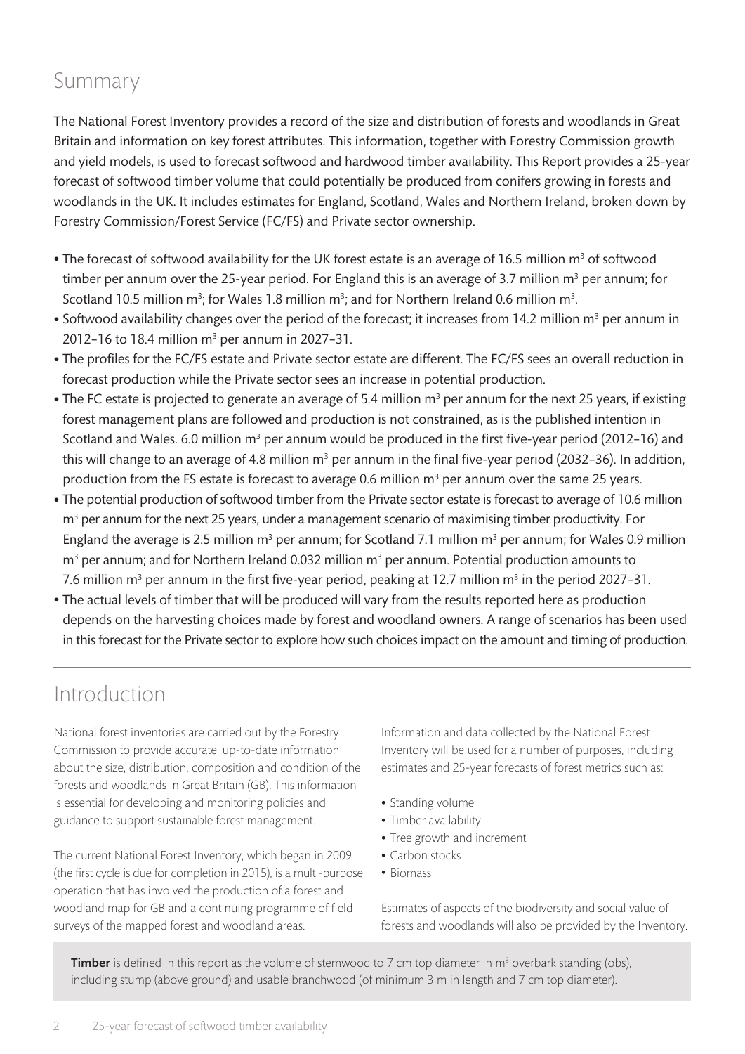## Summary

The National Forest Inventory provides a record of the size and distribution of forests and woodlands in Great Britain and information on key forest attributes. This information, together with Forestry Commission growth and yield models, is used to forecast softwood and hardwood timber availability. This Report provides a 25-year forecast of softwood timber volume that could potentially be produced from conifers growing in forests and woodlands in the UK. It includes estimates for England, Scotland, Wales and Northern Ireland, broken down by Forestry Commission/Forest Service (FC/FS) and Private sector ownership.

- The forecast of softwood availability for the UK forest estate is an average of 16.5 million $m^3$ of softwood timber per annum over the 25-year period. For England this is an average of 3.7 million $m^3$ per annum; for Scotland 10.5 million $m^3$; for Wales 1.8 million $m^3$; and for Northern Ireland 0.6 million $m^3$.
- Softwood availability changes over the period of the forecast; it increases from 14.2 million $m^3$ per annum in 2012–16 to 18.4 million $m^3$ per annum in 2027–31.
- The profiles for the FC/FS estate and Private sector estate are different. The FC/FS sees an overall reduction in forecast production while the Private sector sees an increase in potential production.
- The FC estate is projected to generate an average of 5.4 million $m^3$ per annum for the next 25 years, if existing forest management plans are followed and production is not constrained, as is the published intention in Scotland and Wales. 6.0 million $m^3$ per annum would be produced in the first five-year period (2012–16) and this will change to an average of 4.8 million $m^3$ per annum in the final five-year period (2032–36). In addition, production from the FS estate is forecast to average 0.6 million $m^3$ per annum over the same 25 years.
- The potential production of softwood timber from the Private sector estate is forecast to average of 10.6 million $m^3$ per annum for the next 25 years, under a management scenario of maximising timber productivity. For England the average is 2.5 million $m^3$ per annum; for Scotland 7.1 million $m^3$ per annum; for Wales 0.9 million $m^3$ per annum; and for Northern Ireland 0.032 million $m^3$ per annum. Potential production amounts to 7.6 million $m^3$ per annum in the first five-year period, peaking at 12.7 million $m^3$ in the period 2027–31.
- The actual levels of timber that will be produced will vary from the results reported here as production depends on the harvesting choices made by forest and woodland owners. A range of scenarios has been used in this forecast for the Private sector to explore how such choices impact on the amount and timing of production.

## Introduction

National forest inventories are carried out by the Forestry Commission to provide accurate, up-to-date information about the size, distribution, composition and condition of the forests and woodlands in Great Britain (GB). This information is essential for developing and monitoring policies and guidance to support sustainable forest management.

The current National Forest Inventory, which began in 2009 (the first cycle is due for completion in 2015), is a multi-purpose operation that has involved the production of a forest and woodland map for GB and a continuing programme of field surveys of the mapped forest and woodland areas.

Information and data collected by the National Forest Inventory will be used for a number of purposes, including estimates and 25-year forecasts of forest metrics such as:

- Standing volume
- Timber availability
- Tree growth and increment
- Carbon stocks
- Biomass

Estimates of aspects of the biodiversity and social value of forests and woodlands will also be provided by the Inventory.

**Timber** is defined in this report as the volume of stemwood to 7 cm top diameter in $m^3$ overbark standing (obs), including stump (above ground) and usable branchwood (of minimum 3 m in length and 7 cm top diameter).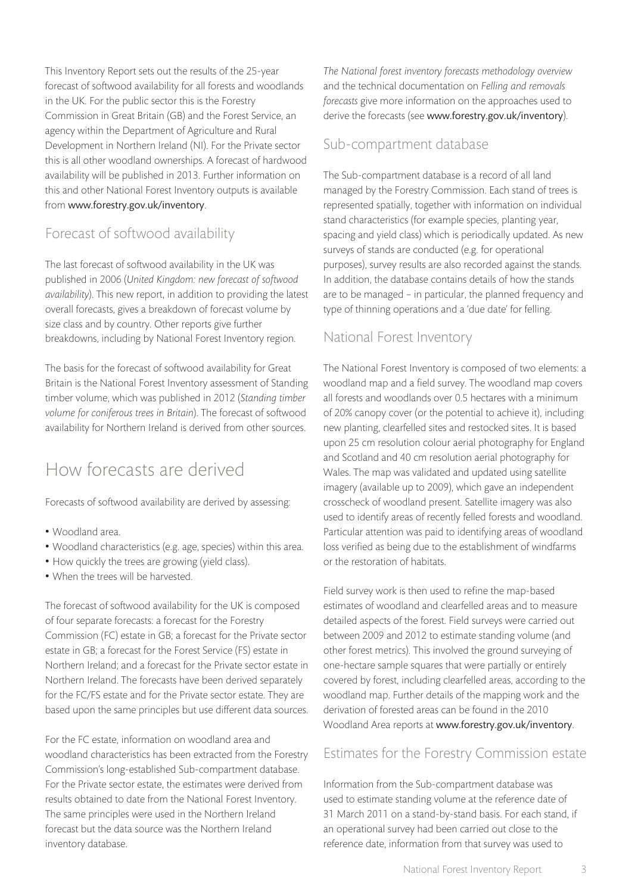This Inventory Report sets out the results of the 25-year forecast of softwood availability for all forests and woodlands in the UK. For the public sector this is the Forestry Commission in Great Britain (GB) and the Forest Service, an agency within the Department of Agriculture and Rural Development in Northern Ireland (NI). For the Private sector this is all other woodland ownerships. A forecast of hardwood availability will be published in 2013. Further information on this and other National Forest Inventory outputs is available from www.forestry.gov.uk/inventory.

## Forecast of softwood availability

The last forecast of softwood availability in the UK was published in 2006 (*United Kingdom: new forecast of softwood availability*). This new report, in addition to providing the latest overall forecasts, gives a breakdown of forecast volume by size class and by country. Other reports give further breakdowns, including by National Forest Inventory region.

The basis for the forecast of softwood availability for Great Britain is the National Forest Inventory assessment of Standing timber volume, which was published in 2012 (*Standing timber volume for coniferous trees in Britain*). The forecast of softwood availability for Northern Ireland is derived from other sources.

# How forecasts are derived

Forecasts of softwood availability are derived by assessing:

- Woodland area.
- Woodland characteristics (e.g. age, species) within this area.
- How quickly the trees are growing (yield class).
- When the trees will be harvested.

The forecast of softwood availability for the UK is composed of four separate forecasts: a forecast for the Forestry Commission (FC) estate in GB; a forecast for the Private sector estate in GB; a forecast for the Forest Service (FS) estate in Northern Ireland; and a forecast for the Private sector estate in Northern Ireland. The forecasts have been derived separately for the FC/FS estate and for the Private sector estate. They are based upon the same principles but use different data sources.

For the FC estate, information on woodland area and woodland characteristics has been extracted from the Forestry Commission's long-established Sub-compartment database. For the Private sector estate, the estimates were derived from results obtained to date from the National Forest Inventory. The same principles were used in the Northern Ireland forecast but the data source was the Northern Ireland inventory database.

*The National forest inventory forecasts methodology overview* and the technical documentation on *Felling and removals forecasts* give more information on the approaches used to derive the forecasts (see www.forestry.gov.uk/inventory).

## Sub-compartment database

The Sub-compartment database is a record of all land managed by the Forestry Commission. Each stand of trees is represented spatially, together with information on individual stand characteristics (for example species, planting year, spacing and yield class) which is periodically updated. As new surveys of stands are conducted (e.g. for operational purposes), survey results are also recorded against the stands. In addition, the database contains details of how the stands are to be managed – in particular, the planned frequency and type of thinning operations and a 'due date' for felling.

## National Forest Inventory

The National Forest Inventory is composed of two elements: a woodland map and a field survey. The woodland map covers all forests and woodlands over 0.5 hectares with a minimum of 20% canopy cover (or the potential to achieve it), including new planting, clearfelled sites and restocked sites. It is based upon 25 cm resolution colour aerial photography for England and Scotland and 40 cm resolution aerial photography for Wales. The map was validated and updated using satellite imagery (available up to 2009), which gave an independent crosscheck of woodland present. Satellite imagery was also used to identify areas of recently felled forests and woodland. Particular attention was paid to identifying areas of woodland loss verified as being due to the establishment of windfarms or the restoration of habitats.

Field survey work is then used to refine the map-based estimates of woodland and clearfelled areas and to measure detailed aspects of the forest. Field surveys were carried out between 2009 and 2012 to estimate standing volume (and other forest metrics). This involved the ground surveying of one-hectare sample squares that were partially or entirely covered by forest, including clearfelled areas, according to the woodland map. Further details of the mapping work and the derivation of forested areas can be found in the 2010 Woodland Area reports at www.forestry.gov.uk/inventory.

## Estimates for the Forestry Commission estate

Information from the Sub-compartment database was used to estimate standing volume at the reference date of 31 March 2011 on a stand-by-stand basis. For each stand, if an operational survey had been carried out close to the reference date, information from that survey was used to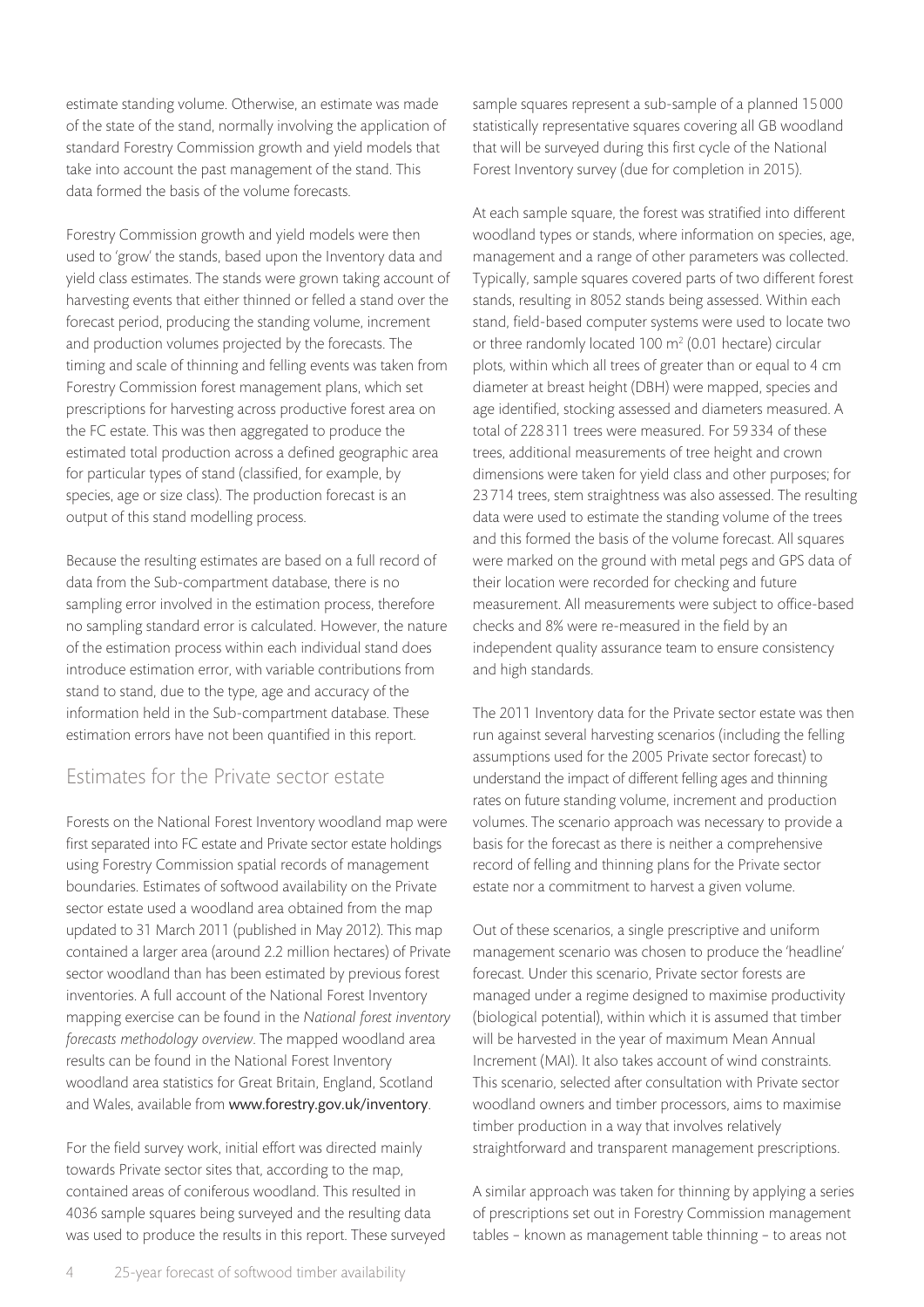estimate standing volume. Otherwise, an estimate was made of the state of the stand, normally involving the application of standard Forestry Commission growth and yield models that take into account the past management of the stand. This data formed the basis of the volume forecasts.

Forestry Commission growth and yield models were then used to 'grow' the stands, based upon the Inventory data and yield class estimates. The stands were grown taking account of harvesting events that either thinned or felled a stand over the forecast period, producing the standing volume, increment and production volumes projected by the forecasts. The timing and scale of thinning and felling events was taken from Forestry Commission forest management plans, which set prescriptions for harvesting across productive forest area on the FC estate. This was then aggregated to produce the estimated total production across a defined geographic area for particular types of stand (classified, for example, by species, age or size class). The production forecast is an output of this stand modelling process.

Because the resulting estimates are based on a full record of data from the Sub-compartment database, there is no sampling error involved in the estimation process, therefore no sampling standard error is calculated. However, the nature of the estimation process within each individual stand does introduce estimation error, with variable contributions from stand to stand, due to the type, age and accuracy of the information held in the Sub-compartment database. These estimation errors have not been quantified in this report.

## Estimates for the Private sector estate

Forests on the National Forest Inventory woodland map were first separated into FC estate and Private sector estate holdings using Forestry Commission spatial records of management boundaries. Estimates of softwood availability on the Private sector estate used a woodland area obtained from the map updated to 31 March 2011 (published in May 2012). This map contained a larger area (around 2.2 million hectares) of Private sector woodland than has been estimated by previous forest inventories. A full account of the National Forest Inventory mapping exercise can be found in the *National forest inventory forecasts methodology overview*. The mapped woodland area results can be found in the National Forest Inventory woodland area statistics for Great Britain, England, Scotland and Wales, available from www.forestry.gov.uk/inventory.

For the field survey work, initial effort was directed mainly towards Private sector sites that, according to the map, contained areas of coniferous woodland. This resulted in 4036 sample squares being surveyed and the resulting data was used to produce the results in this report. These surveyed sample squares represent a sub-sample of a planned 15 000 statistically representative squares covering all GB woodland that will be surveyed during this first cycle of the National Forest Inventory survey (due for completion in 2015).

At each sample square, the forest was stratified into different woodland types or stands, where information on species, age, management and a range of other parameters was collected. Typically, sample squares covered parts of two different forest stands, resulting in 8052 stands being assessed. Within each stand, field-based computer systems were used to locate two or three randomly located 100 m$^2$ (0.01 hectare) circular plots, within which all trees of greater than or equal to 4 cm diameter at breast height (DBH) were mapped, species and age identified, stocking assessed and diameters measured. A total of 228 311 trees were measured. For 59 334 of these trees, additional measurements of tree height and crown dimensions were taken for yield class and other purposes; for 23 714 trees, stem straightness was also assessed. The resulting data were used to estimate the standing volume of the trees and this formed the basis of the volume forecast. All squares were marked on the ground with metal pegs and GPS data of their location were recorded for checking and future measurement. All measurements were subject to office-based checks and 8% were re-measured in the field by an independent quality assurance team to ensure consistency and high standards.

The 2011 Inventory data for the Private sector estate was then run against several harvesting scenarios (including the felling assumptions used for the 2005 Private sector forecast) to understand the impact of different felling ages and thinning rates on future standing volume, increment and production volumes. The scenario approach was necessary to provide a basis for the forecast as there is neither a comprehensive record of felling and thinning plans for the Private sector estate nor a commitment to harvest a given volume.

Out of these scenarios, a single prescriptive and uniform management scenario was chosen to produce the 'headline' forecast. Under this scenario, Private sector forests are managed under a regime designed to maximise productivity (biological potential), within which it is assumed that timber will be harvested in the year of maximum Mean Annual Increment (MAI). It also takes account of wind constraints. This scenario, selected after consultation with Private sector woodland owners and timber processors, aims to maximise timber production in a way that involves relatively straightforward and transparent management prescriptions.

A similar approach was taken for thinning by applying a series of prescriptions set out in Forestry Commission management tables – known as management table thinning – to areas not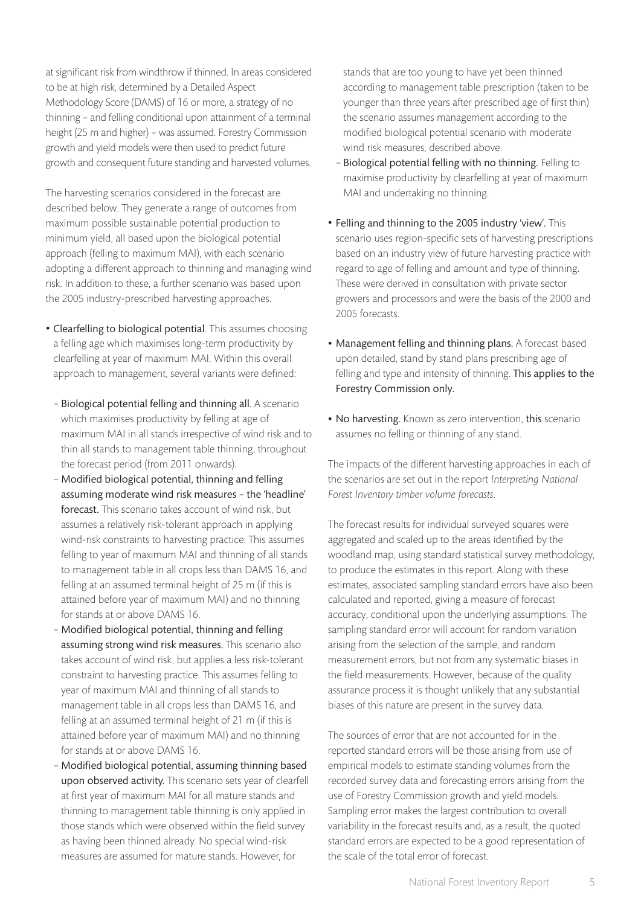at significant risk from windthrow if thinned. In areas considered to be at high risk, determined by a Detailed Aspect Methodology Score (DAMS) of 16 or more, a strategy of no thinning – and felling conditional upon attainment of a terminal height (25 m and higher) – was assumed. Forestry Commission growth and yield models were then used to predict future growth and consequent future standing and harvested volumes.

The harvesting scenarios considered in the forecast are described below. They generate a range of outcomes from maximum possible sustainable potential production to minimum yield, all based upon the biological potential approach (felling to maximum MAI), with each scenario adopting a different approach to thinning and managing wind risk. In addition to these, a further scenario was based upon the 2005 industry-prescribed harvesting approaches.

- Clearfelling to biological potential. This assumes choosing a felling age which maximises long-term productivity by clearfelling at year of maximum MAI. Within this overall approach to management, several variants were defined:
  - Biological potential felling and thinning all. A scenario which maximises productivity by felling at age of maximum MAI in all stands irrespective of wind risk and to thin all stands to management table thinning, throughout the forecast period (from 2011 onwards).
  - Modified biological potential, thinning and felling assuming moderate wind risk measures – the 'headline' forecast. This scenario takes account of wind risk, but assumes a relatively risk-tolerant approach in applying wind-risk constraints to harvesting practice. This assumes felling to year of maximum MAI and thinning of all stands to management table in all crops less than DAMS 16, and felling at an assumed terminal height of 25 m (if this is attained before year of maximum MAI) and no thinning for stands at or above DAMS 16.
  - Modified biological potential, thinning and felling assuming strong wind risk measures. This scenario also takes account of wind risk, but applies a less risk-tolerant constraint to harvesting practice. This assumes felling to year of maximum MAI and thinning of all stands to management table in all crops less than DAMS 16, and felling at an assumed terminal height of 21 m (if this is attained before year of maximum MAI) and no thinning for stands at or above DAMS 16.
  - Modified biological potential, assuming thinning based upon observed activity. This scenario sets year of clearfell at first year of maximum MAI for all mature stands and thinning to management table thinning is only applied in those stands which were observed within the field survey as having been thinned already. No special wind-risk measures are assumed for mature stands. However, for stands that are too young to have yet been thinned according to management table prescription (taken to be younger than three years after prescribed age of first thin) the scenario assumes management according to the modified biological potential scenario with moderate wind risk measures, described above.
  - Biological potential felling with no thinning. Felling to maximise productivity by clearfelling at year of maximum MAI and undertaking no thinning.
- Felling and thinning to the 2005 industry 'view'. This scenario uses region-specific sets of harvesting prescriptions based on an industry view of future harvesting practice with regard to age of felling and amount and type of thinning. These were derived in consultation with private sector growers and processors and were the basis of the 2000 and 2005 forecasts.
- Management felling and thinning plans. A forecast based upon detailed, stand by stand plans prescribing age of felling and type and intensity of thinning. This applies to the Forestry Commission only.
- No harvesting. Known as zero intervention, this scenario assumes no felling or thinning of any stand.

The impacts of the different harvesting approaches in each of the scenarios are set out in the report *Interpreting National Forest Inventory timber volume forecasts*.

The forecast results for individual surveyed squares were aggregated and scaled up to the areas identified by the woodland map, using standard statistical survey methodology, to produce the estimates in this report. Along with these estimates, associated sampling standard errors have also been calculated and reported, giving a measure of forecast accuracy, conditional upon the underlying assumptions. The sampling standard error will account for random variation arising from the selection of the sample, and random measurement errors, but not from any systematic biases in the field measurements. However, because of the quality assurance process it is thought unlikely that any substantial biases of this nature are present in the survey data.

The sources of error that are not accounted for in the reported standard errors will be those arising from use of empirical models to estimate standing volumes from the recorded survey data and forecasting errors arising from the use of Forestry Commission growth and yield models. Sampling error makes the largest contribution to overall variability in the forecast results and, as a result, the quoted standard errors are expected to be a good representation of the scale of the total error of forecast.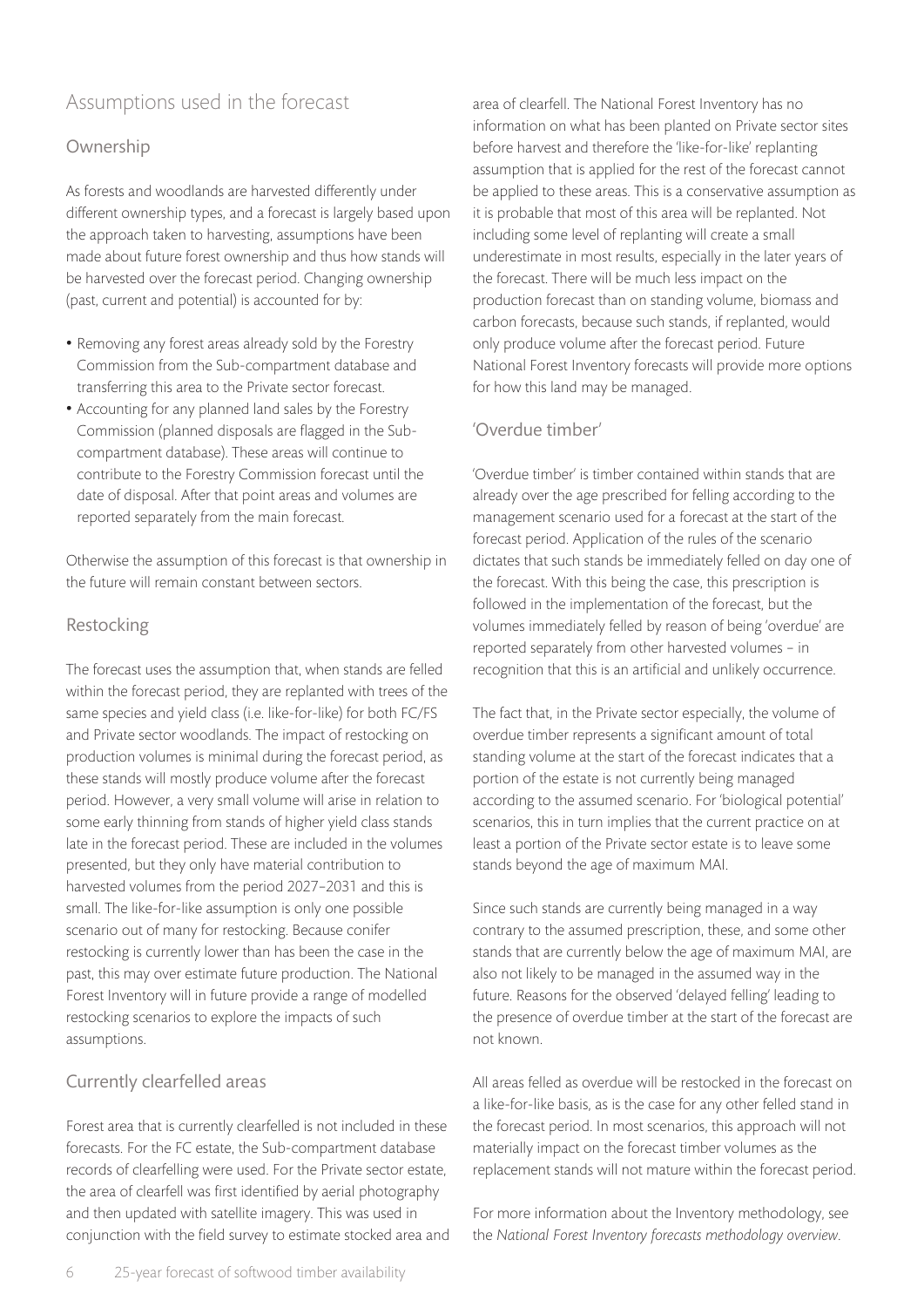## Assumptions used in the forecast

### Ownership

As forests and woodlands are harvested differently under different ownership types, and a forecast is largely based upon the approach taken to harvesting, assumptions have been made about future forest ownership and thus how stands will be harvested over the forecast period. Changing ownership (past, current and potential) is accounted for by:

- Removing any forest areas already sold by the Forestry Commission from the Sub-compartment database and transferring this area to the Private sector forecast.
- Accounting for any planned land sales by the Forestry Commission (planned disposals are flagged in the Sub-compartment database). These areas will continue to contribute to the Forestry Commission forecast until the date of disposal. After that point areas and volumes are reported separately from the main forecast.

Otherwise the assumption of this forecast is that ownership in the future will remain constant between sectors.

### Restocking

The forecast uses the assumption that, when stands are felled within the forecast period, they are replanted with trees of the same species and yield class (i.e. like-for-like) for both FC/FS and Private sector woodlands. The impact of restocking on production volumes is minimal during the forecast period, as these stands will mostly produce volume after the forecast period. However, a very small volume will arise in relation to some early thinning from stands of higher yield class stands late in the forecast period. These are included in the volumes presented, but they only have material contribution to harvested volumes from the period 2027–2031 and this is small. The like-for-like assumption is only one possible scenario out of many for restocking. Because conifer restocking is currently lower than has been the case in the past, this may over estimate future production. The National Forest Inventory will in future provide a range of modelled restocking scenarios to explore the impacts of such assumptions.

### Currently clearfelled areas

Forest area that is currently clearfelled is not included in these forecasts. For the FC estate, the Sub-compartment database records of clearfelling were used. For the Private sector estate, the area of clearfell was first identified by aerial photography and then updated with satellite imagery. This was used in conjunction with the field survey to estimate stocked area and area of clearfell. The National Forest Inventory has no information on what has been planted on Private sector sites before harvest and therefore the 'like-for-like' replanting assumption that is applied for the rest of the forecast cannot be applied to these areas. This is a conservative assumption as it is probable that most of this area will be replanted. Not including some level of replanting will create a small underestimate in most results, especially in the later years of the forecast. There will be much less impact on the production forecast than on standing volume, biomass and carbon forecasts, because such stands, if replanted, would only produce volume after the forecast period. Future National Forest Inventory forecasts will provide more options for how this land may be managed.

### 'Overdue timber'

'Overdue timber' is timber contained within stands that are already over the age prescribed for felling according to the management scenario used for a forecast at the start of the forecast period. Application of the rules of the scenario dictates that such stands be immediately felled on day one of the forecast. With this being the case, this prescription is followed in the implementation of the forecast, but the volumes immediately felled by reason of being 'overdue' are reported separately from other harvested volumes – in recognition that this is an artificial and unlikely occurrence.

The fact that, in the Private sector especially, the volume of overdue timber represents a significant amount of total standing volume at the start of the forecast indicates that a portion of the estate is not currently being managed according to the assumed scenario. For 'biological potential' scenarios, this in turn implies that the current practice on at least a portion of the Private sector estate is to leave some stands beyond the age of maximum MAI.

Since such stands are currently being managed in a way contrary to the assumed prescription, these, and some other stands that are currently below the age of maximum MAI, are also not likely to be managed in the assumed way in the future. Reasons for the observed 'delayed felling' leading to the presence of overdue timber at the start of the forecast are not known.

All areas felled as overdue will be restocked in the forecast on a like-for-like basis, as is the case for any other felled stand in the forecast period. In most scenarios, this approach will not materially impact on the forecast timber volumes as the replacement stands will not mature within the forecast period.

For more information about the Inventory methodology, see the *National Forest Inventory forecasts methodology overview*.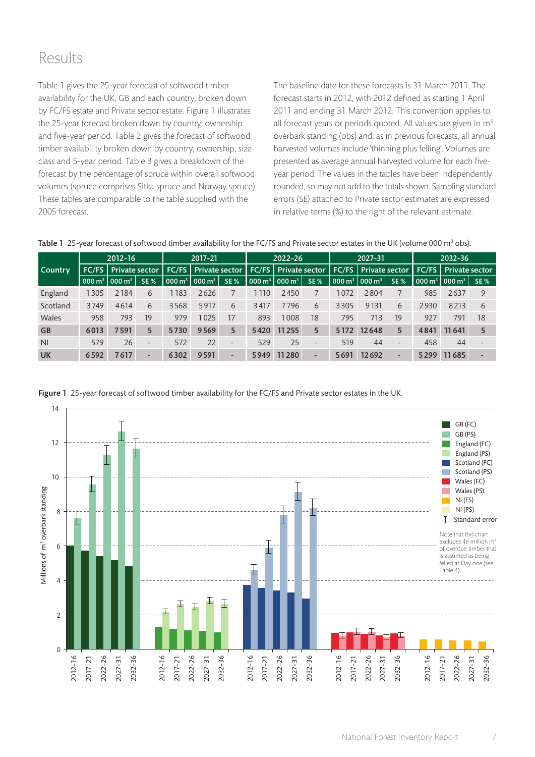# Results

Table 1 gives the 25-year forecast of softwood timber availability for the UK, GB and each country, broken down by FC/FS estate and Private sector estate. Figure 1 illustrates the 25-year forecast broken down by country, ownership and five-year period. Table 2 gives the forecast of softwood timber availability broken down by country, ownership, size class and 5-year period. Table 3 gives a breakdown of the forecast by the percentage of spruce within overall softwood volumes (spruce comprises Sitka spruce and Norway spruce). These tables are comparable to the table supplied with the 2005 forecast.

The baseline date for these forecasts is 31 March 2011. The forecast starts in 2012, with 2012 defined as starting 1 April 2011 and ending 31 March 2012. This convention applies to all forecast years or periods quoted. All values are given in $m^3$ overbark standing (obs) and, as in previous forecasts, all annual harvested volumes include 'thinning plus felling'. Volumes are presented as average annual harvested volume for each five-year period. The values in the tables have been independently rounded, so may not add to the totals shown. Sampling standard errors (SE) attached to Private sector estimates are expressed in relative terms (%) to the right of the relevant estimate.

**Table 1** 25-year forecast of softwood timber availability for the FC/FS and Private sector estates in the UK (volume 000 $m^3$ obs).

| Country | 2012–16 | | | 2017–21 | | | 2022–26 | | | 2027–31 | | | 2032–36 | | |
|---|---|---|---|---|---|---|---|---|---|---|---|---|---|---|---|
| | FC/FS | Private sector | | FC/FS | Private sector | | FC/FS | Private sector | | FC/FS | Private sector | | FC/FS | Private sector | |
| | 000 $m^3$ | 000 $m^3$ | SE % | 000 $m^3$ | 000 $m^3$ | SE % | 000 $m^3$ | 000 $m^3$ | SE % | 000 $m^3$ | 000 $m^3$ | SE % | 000 $m^3$ | 000 $m^3$ | SE % |
| England | 1305 | 2184 | 6 | 1183 | 2626 | 7 | 1110 | 2450 | 7 | 1072 | 2804 | 7 | 985 | 2637 | 9 |
| Scotland | 3749 | 4614 | 6 | 3568 | 5917 | 6 | 3417 | 7796 | 6 | 3305 | 9131 | 6 | 2930 | 8213 | 6 |
| Wales | 958 | 793 | 19 | 979 | 1025 | 17 | 893 | 1008 | 18 | 795 | 713 | 19 | 927 | 791 | 18 |
| **GB** | **6013** | **7591** | **5** | **5730** | **9569** | **5** | **5420** | **11255** | **5** | **5172** | **12648** | **5** | **4841** | **11641** | **5** |
| NI | 579 | 26 | - | 572 | 22 | - | 529 | 25 | - | 519 | 44 | - | 458 | 44 | - |
| **UK** | **6592** | **7617** | **-** | **6302** | **9591** | **-** | **5949** | **11280** | **-** | **5691** | **12692** | **-** | **5299** | **11685** | **-** |

**Figure 1** 25-year forecast of softwood timber availability for the FC/FS and Private sector estates in the UK.

Note that this chart excludes 46 million $m^3$ of overdue timber that is assumed as being felled at Day one (see Table 4).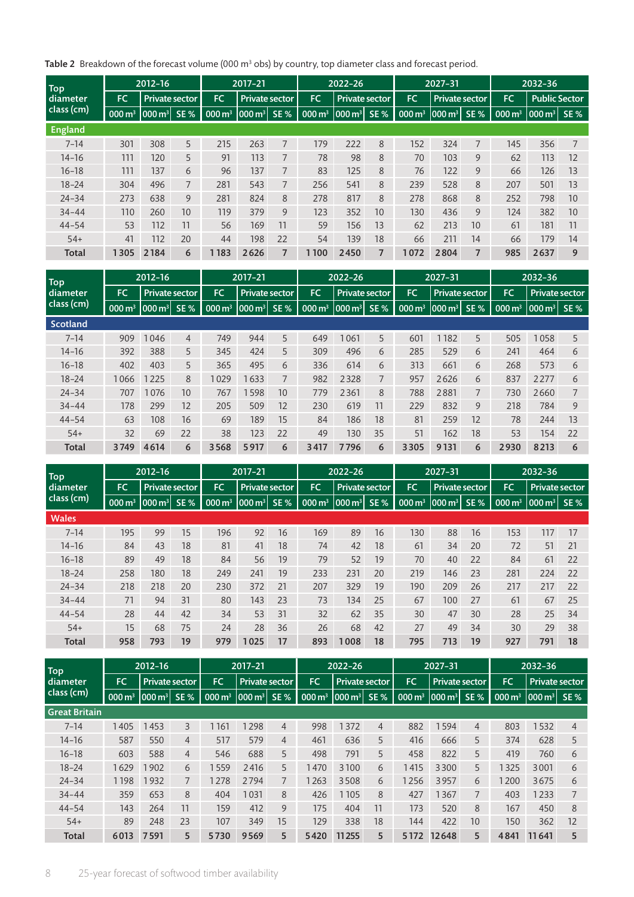**Table 2** Breakdown of the forecast volume (000 m³ obs) by country, top diameter class and forecast period.

| Top diameter class (cm) | 2012–16 | | | 2017–21 | | | 2022–26 | | | 2027–31 | | | 2032–36 | | |
|---|---|---|---|---|---|---|---|---|---|---|---|---|---|---|---|
| | FC | Private sector | | FC | Private sector | | FC | Private sector | | FC | Private sector | | FC | Public Sector | |
| | 000 m³ | 000 m³ | SE % | 000 m³ | 000 m³ | SE % | 000 m³ | 000 m³ | SE % | 000 m³ | 000 m³ | SE % | 000 m³ | 000 m³ | SE % |
| **England** | | | | | | | | | | | | | | | |
| 7–14 | 301 | 308 | 5 | 215 | 263 | 7 | 179 | 222 | 8 | 152 | 324 | 7 | 145 | 356 | 7 |
| 14–16 | 111 | 120 | 5 | 91 | 113 | 7 | 78 | 98 | 8 | 70 | 103 | 9 | 62 | 113 | 12 |
| 16–18 | 111 | 137 | 6 | 96 | 137 | 7 | 83 | 125 | 8 | 76 | 122 | 9 | 66 | 126 | 13 |
| 18–24 | 304 | 496 | 7 | 281 | 543 | 7 | 256 | 541 | 8 | 239 | 528 | 8 | 207 | 501 | 13 |
| 24–34 | 273 | 638 | 9 | 281 | 824 | 8 | 278 | 817 | 8 | 278 | 868 | 8 | 252 | 798 | 10 |
| 34–44 | 110 | 260 | 10 | 119 | 379 | 9 | 123 | 352 | 10 | 130 | 436 | 9 | 124 | 382 | 10 |
| 44–54 | 53 | 112 | 11 | 56 | 169 | 11 | 59 | 156 | 13 | 62 | 213 | 10 | 61 | 181 | 11 |
| 54+ | 41 | 112 | 20 | 44 | 198 | 22 | 54 | 139 | 18 | 66 | 211 | 14 | 66 | 179 | 14 |
| **Total** | **1305** | **2184** | **6** | **1183** | **2626** | **7** | **1100** | **2450** | **7** | **1072** | **2804** | **7** | **985** | **2637** | **9** |

| Top diameter class (cm) | 2012–16 | | | 2017–21 | | | 2022–26 | | | 2027–31 | | | 2032–36 | | |
|---|---|---|---|---|---|---|---|---|---|---|---|---|---|---|---|
| | FC | Private sector | | FC | Private sector | | FC | Private sector | | FC | Private sector | | FC | Private sector | |
| | 000 m³ | 000 m³ | SE % | 000 m³ | 000 m³ | SE % | 000 m³ | 000 m³ | SE % | 000 m³ | 000 m³ | SE % | 000 m³ | 000 m³ | SE % |
| **Scotland** | | | | | | | | | | | | | | | |
| 7–14 | 909 | 1046 | 4 | 749 | 944 | 5 | 649 | 1061 | 5 | 601 | 1182 | 5 | 505 | 1058 | 5 |
| 14–16 | 392 | 388 | 5 | 345 | 424 | 5 | 309 | 496 | 6 | 285 | 529 | 6 | 241 | 464 | 6 |
| 16–18 | 402 | 403 | 5 | 365 | 495 | 6 | 336 | 614 | 6 | 313 | 661 | 6 | 268 | 573 | 6 |
| 18–24 | 1066 | 1225 | 8 | 1029 | 1633 | 7 | 982 | 2328 | 7 | 957 | 2626 | 6 | 837 | 2277 | 6 |
| 24–34 | 707 | 1076 | 10 | 767 | 1598 | 10 | 779 | 2361 | 8 | 788 | 2881 | 7 | 730 | 2660 | 7 |
| 34–44 | 178 | 299 | 12 | 205 | 509 | 12 | 230 | 619 | 11 | 229 | 832 | 9 | 218 | 784 | 9 |
| 44–54 | 63 | 108 | 16 | 69 | 189 | 15 | 84 | 186 | 18 | 81 | 259 | 12 | 78 | 244 | 13 |
| 54+ | 32 | 69 | 22 | 38 | 123 | 22 | 49 | 130 | 35 | 51 | 162 | 18 | 53 | 154 | 22 |
| **Total** | **3749** | **4614** | **6** | **3568** | **5917** | **6** | **3417** | **7796** | **6** | **3305** | **9131** | **6** | **2930** | **8213** | **6** |

| Top diameter class (cm) | 2012–16 | | | 2017–21 | | | 2022–26 | | | 2027–31 | | | 2032–36 | | |
|---|---|---|---|---|---|---|---|---|---|---|---|---|---|---|---|
| | FC | Private sector | | FC | Private sector | | FC | Private sector | | FC | Private sector | | FC | Private sector | |
| | 000 m³ | 000 m³ | SE % | 000 m³ | 000 m³ | SE % | 000 m³ | 000 m³ | SE % | 000 m³ | 000 m³ | SE % | 000 m³ | 000 m³ | SE % |
| **Wales** | | | | | | | | | | | | | | | |
| 7–14 | 195 | 99 | 15 | 196 | 92 | 16 | 169 | 89 | 16 | 130 | 88 | 16 | 153 | 117 | 17 |
| 14–16 | 84 | 43 | 18 | 81 | 41 | 18 | 74 | 42 | 18 | 61 | 34 | 20 | 72 | 51 | 21 |
| 16–18 | 89 | 49 | 18 | 84 | 56 | 19 | 79 | 52 | 19 | 70 | 40 | 22 | 84 | 61 | 22 |
| 18–24 | 258 | 180 | 18 | 249 | 241 | 19 | 233 | 231 | 20 | 219 | 146 | 23 | 281 | 224 | 22 |
| 24–34 | 218 | 218 | 20 | 230 | 372 | 21 | 207 | 329 | 19 | 190 | 209 | 26 | 217 | 217 | 22 |
| 34–44 | 71 | 94 | 31 | 80 | 143 | 23 | 73 | 134 | 25 | 67 | 100 | 27 | 61 | 67 | 25 |
| 44–54 | 28 | 44 | 42 | 34 | 53 | 31 | 32 | 62 | 35 | 30 | 47 | 30 | 28 | 25 | 34 |
| 54+ | 15 | 68 | 75 | 24 | 28 | 36 | 26 | 68 | 42 | 27 | 49 | 34 | 30 | 29 | 38 |
| **Total** | **958** | **793** | **19** | **979** | **1025** | **17** | **893** | **1008** | **18** | **795** | **713** | **19** | **927** | **791** | **18** |

| Top diameter class (cm) | 2012–16 | | | 2017–21 | | | 2022–26 | | | 2027–31 | | | 2032–36 | | |
|---|---|---|---|---|---|---|---|---|---|---|---|---|---|---|---|
| | FC | Private sector | | FC | Private sector | | FC | Private sector | | FC | Private sector | | FC | Private sector | |
| | 000 m³ | 000 m³ | SE % | 000 m³ | 000 m³ | SE % | 000 m³ | 000 m³ | SE % | 000 m³ | 000 m³ | SE % | 000 m³ | 000 m³ | SE % |
| **Great Britain** | | | | | | | | | | | | | | | |
| 7–14 | 1405 | 1453 | 3 | 1161 | 1298 | 4 | 998 | 1372 | 4 | 882 | 1594 | 4 | 803 | 1532 | 4 |
| 14–16 | 587 | 550 | 4 | 517 | 579 | 4 | 461 | 636 | 5 | 416 | 666 | 5 | 374 | 628 | 5 |
| 16–18 | 603 | 588 | 4 | 546 | 688 | 5 | 498 | 791 | 5 | 458 | 822 | 5 | 419 | 760 | 6 |
| 18–24 | 1629 | 1902 | 6 | 1559 | 2416 | 5 | 1470 | 3100 | 6 | 1415 | 3300 | 5 | 1325 | 3001 | 6 |
| 24–34 | 1198 | 1932 | 7 | 1278 | 2794 | 7 | 1263 | 3508 | 6 | 1256 | 3957 | 6 | 1200 | 3675 | 6 |
| 34–44 | 359 | 653 | 8 | 404 | 1031 | 8 | 426 | 1105 | 8 | 427 | 1367 | 7 | 403 | 1233 | 7 |
| 44–54 | 143 | 264 | 11 | 159 | 412 | 9 | 175 | 404 | 11 | 173 | 520 | 8 | 167 | 450 | 8 |
| 54+ | 89 | 248 | 23 | 107 | 349 | 15 | 129 | 338 | 18 | 144 | 422 | 10 | 150 | 362 | 12 |
| **Total** | **6013** | **7591** | **5** | **5730** | **9569** | **5** | **5420** | **11255** | **5** | **5172** | **12648** | **5** | **4841** | **11641** | **5** |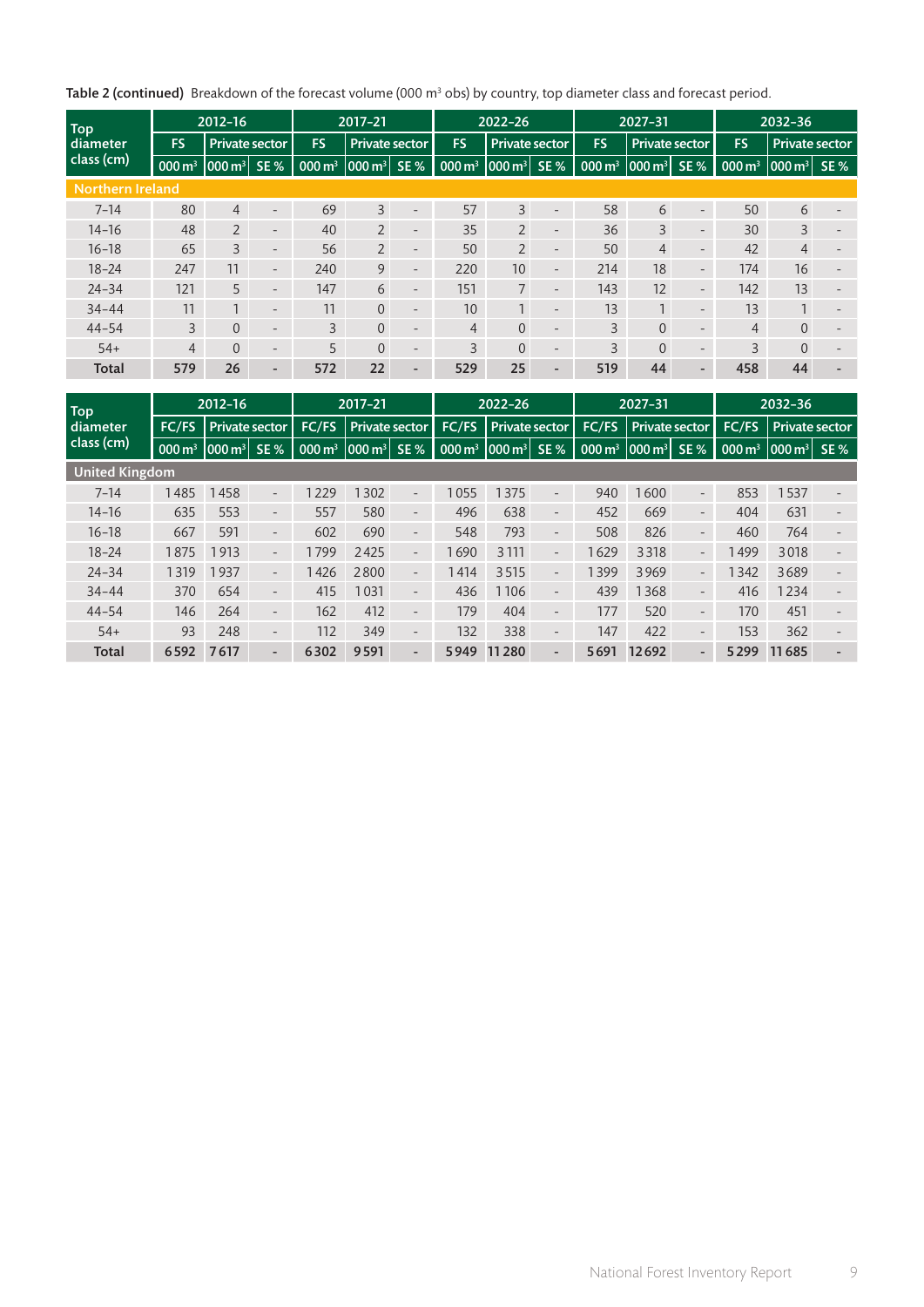**Table 2 (continued)** Breakdown of the forecast volume (000 m³ obs) by country, top diameter class and forecast period.

| Top diameter class (cm) | 2012–16 | | | 2017–21 | | | 2022–26 | | | 2027–31 | | | 2032–36 | | |
|---|---|---|---|---|---|---|---|---|---|---|---|---|---|---|---|
| | FS | Private sector | | FS | Private sector | | FS | Private sector | | FS | Private sector | | FS | Private sector | |
| | 000 m³ | 000 m³ | SE % | 000 m³ | 000 m³ | SE % | 000 m³ | 000 m³ | SE % | 000 m³ | 000 m³ | SE % | 000 m³ | 000 m³ | SE % |
| **Northern Ireland** | | | | | | | | | | | | | | | |
| 7–14 | 80 | 4 | - | 69 | 3 | - | 57 | 3 | - | 58 | 6 | - | 50 | 6 | - |
| 14–16 | 48 | 2 | - | 40 | 2 | - | 35 | 2 | - | 36 | 3 | - | 30 | 3 | - |
| 16–18 | 65 | 3 | - | 56 | 2 | - | 50 | 2 | - | 50 | 4 | - | 42 | 4 | - |
| 18–24 | 247 | 11 | - | 240 | 9 | - | 220 | 10 | - | 214 | 18 | - | 174 | 16 | - |
| 24–34 | 121 | 5 | - | 147 | 6 | - | 151 | 7 | - | 143 | 12 | - | 142 | 13 | - |
| 34–44 | 11 | 1 | - | 11 | 0 | - | 10 | 1 | - | 13 | 1 | - | 13 | 1 | - |
| 44–54 | 3 | 0 | - | 3 | 0 | - | 4 | 0 | - | 3 | 0 | - | 4 | 0 | - |
| 54+ | 4 | 0 | - | 5 | 0 | - | 3 | 0 | - | 3 | 0 | - | 3 | 0 | - |
| **Total** | **579** | **26** | **-** | **572** | **22** | **-** | **529** | **25** | **-** | **519** | **44** | **-** | **458** | **44** | **-** |

| Top diameter class (cm) | 2012–16 | | | 2017–21 | | | 2022–26 | | | 2027–31 | | | 2032–36 | | |
|---|---|---|---|---|---|---|---|---|---|---|---|---|---|---|---|
| | FC/FS | Private sector | | FC/FS | Private sector | | FC/FS | Private sector | | FC/FS | Private sector | | FC/FS | Private sector | |
| | 000 m³ | 000 m³ | SE % | 000 m³ | 000 m³ | SE % | 000 m³ | 000 m³ | SE % | 000 m³ | 000 m³ | SE % | 000 m³ | 000 m³ | SE % |
| **United Kingdom** | | | | | | | | | | | | | | | |
| 7–14 | 1485 | 1458 | - | 1229 | 1302 | - | 1055 | 1375 | - | 940 | 1600 | - | 853 | 1537 | - |
| 14–16 | 635 | 553 | - | 557 | 580 | - | 496 | 638 | - | 452 | 669 | - | 404 | 631 | - |
| 16–18 | 667 | 591 | - | 602 | 690 | - | 548 | 793 | - | 508 | 826 | - | 460 | 764 | - |
| 18–24 | 1875 | 1913 | - | 1799 | 2425 | - | 1690 | 3111 | - | 1629 | 3318 | - | 1499 | 3018 | - |
| 24–34 | 1319 | 1937 | - | 1426 | 2800 | - | 1414 | 3515 | - | 1399 | 3969 | - | 1342 | 3689 | - |
| 34–44 | 370 | 654 | - | 415 | 1031 | - | 436 | 1106 | - | 439 | 1368 | - | 416 | 1234 | - |
| 44–54 | 146 | 264 | - | 162 | 412 | - | 179 | 404 | - | 177 | 520 | - | 170 | 451 | - |
| 54+ | 93 | 248 | - | 112 | 349 | - | 132 | 338 | - | 147 | 422 | - | 153 | 362 | - |
| **Total** | **6592** | **7617** | **-** | **6302** | **9591** | **-** | **5949** | **11280** | **-** | **5691** | **12692** | **-** | **5299** | **11685** | **-** |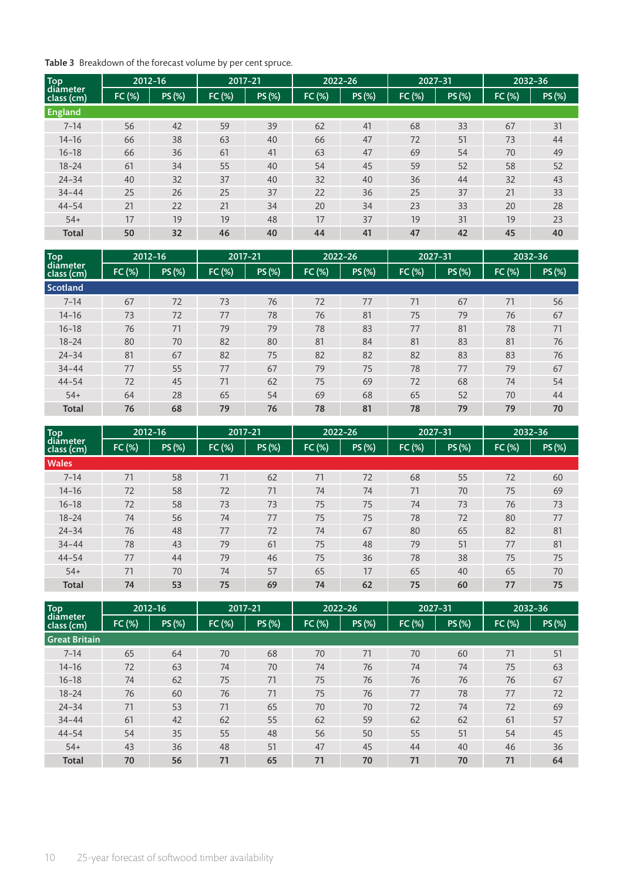**Table 3** Breakdown of the forecast volume by per cent spruce.

| Top diameter class (cm) | 2012–16 | | 2017–21 | | 2022–26 | | 2027–31 | | 2032–36 | |
|---|---|---|---|---|---|---|---|---|---|---|
| | FC (%) | PS (%) | FC (%) | PS (%) | FC (%) | PS (%) | FC (%) | PS (%) | FC (%) | PS (%) |
| **England** | | | | | | | | | | |
| 7–14 | 56 | 42 | 59 | 39 | 62 | 41 | 68 | 33 | 67 | 31 |
| 14–16 | 66 | 38 | 63 | 40 | 66 | 47 | 72 | 51 | 73 | 44 |
| 16–18 | 66 | 36 | 61 | 41 | 63 | 47 | 69 | 54 | 70 | 49 |
| 18–24 | 61 | 34 | 55 | 40 | 54 | 45 | 59 | 52 | 58 | 52 |
| 24–34 | 40 | 32 | 37 | 40 | 32 | 40 | 36 | 44 | 32 | 43 |
| 34–44 | 25 | 26 | 25 | 37 | 22 | 36 | 25 | 37 | 21 | 33 |
| 44–54 | 21 | 22 | 21 | 34 | 20 | 34 | 23 | 33 | 20 | 28 |
| 54+ | 17 | 19 | 19 | 48 | 17 | 37 | 19 | 31 | 19 | 23 |
| **Total** | **50** | **32** | **46** | **40** | **44** | **41** | **47** | **42** | **45** | **40** |

| Top diameter class (cm) | 2012–16 | | 2017–21 | | 2022–26 | | 2027–31 | | 2032–36 | |
|---|---|---|---|---|---|---|---|---|---|---|
| | FC (%) | PS (%) | FC (%) | PS (%) | FC (%) | PS (%) | FC (%) | PS (%) | FC (%) | PS (%) |
| **Scotland** | | | | | | | | | | |
| 7–14 | 67 | 72 | 73 | 76 | 72 | 77 | 71 | 67 | 71 | 56 |
| 14–16 | 73 | 72 | 77 | 78 | 76 | 81 | 75 | 79 | 76 | 67 |
| 16–18 | 76 | 71 | 79 | 79 | 78 | 83 | 77 | 81 | 78 | 71 |
| 18–24 | 80 | 70 | 82 | 80 | 81 | 84 | 81 | 83 | 81 | 76 |
| 24–34 | 81 | 67 | 82 | 75 | 82 | 82 | 82 | 83 | 83 | 76 |
| 34–44 | 77 | 55 | 77 | 67 | 79 | 75 | 78 | 77 | 79 | 67 |
| 44–54 | 72 | 45 | 71 | 62 | 75 | 69 | 72 | 68 | 74 | 54 |
| 54+ | 64 | 28 | 65 | 54 | 69 | 68 | 65 | 52 | 70 | 44 |
| **Total** | **76** | **68** | **79** | **76** | **78** | **81** | **78** | **79** | **79** | **70** |

| Top diameter class (cm) | 2012–16 | | 2017–21 | | 2022–26 | | 2027–31 | | 2032–36 | |
|---|---|---|---|---|---|---|---|---|---|---|
| | FC (%) | PS (%) | FC (%) | PS (%) | FC (%) | PS (%) | FC (%) | PS (%) | FC (%) | PS (%) |
| **Wales** | | | | | | | | | | |
| 7–14 | 71 | 58 | 71 | 62 | 71 | 72 | 68 | 55 | 72 | 60 |
| 14–16 | 72 | 58 | 72 | 71 | 74 | 74 | 71 | 70 | 75 | 69 |
| 16–18 | 72 | 58 | 73 | 73 | 75 | 75 | 74 | 73 | 76 | 73 |
| 18–24 | 74 | 56 | 74 | 77 | 75 | 75 | 78 | 72 | 80 | 77 |
| 24–34 | 76 | 48 | 77 | 72 | 74 | 67 | 80 | 65 | 82 | 81 |
| 34–44 | 78 | 43 | 79 | 61 | 75 | 48 | 79 | 51 | 77 | 81 |
| 44–54 | 77 | 44 | 79 | 46 | 75 | 36 | 78 | 38 | 75 | 75 |
| 54+ | 71 | 70 | 74 | 57 | 65 | 17 | 65 | 40 | 65 | 70 |
| **Total** | **74** | **53** | **75** | **69** | **74** | **62** | **75** | **60** | **77** | **75** |

| Top diameter class (cm) | 2012–16 | | 2017–21 | | 2022–26 | | 2027–31 | | 2032–36 | |
|---|---|---|---|---|---|---|---|---|---|---|
| | FC (%) | PS (%) | FC (%) | PS (%) | FC (%) | PS (%) | FC (%) | PS (%) | FC (%) | PS (%) |
| **Great Britain** | | | | | | | | | | |
| 7–14 | 65 | 64 | 70 | 68 | 70 | 71 | 70 | 60 | 71 | 51 |
| 14–16 | 72 | 63 | 74 | 70 | 74 | 76 | 74 | 74 | 75 | 63 |
| 16–18 | 74 | 62 | 75 | 71 | 75 | 76 | 76 | 76 | 76 | 67 |
| 18–24 | 76 | 60 | 76 | 71 | 75 | 76 | 77 | 78 | 77 | 72 |
| 24–34 | 71 | 53 | 71 | 65 | 70 | 70 | 72 | 74 | 72 | 69 |
| 34–44 | 61 | 42 | 62 | 55 | 62 | 59 | 62 | 62 | 61 | 57 |
| 44–54 | 54 | 35 | 55 | 48 | 56 | 50 | 55 | 51 | 54 | 45 |
| 54+ | 43 | 36 | 48 | 51 | 47 | 45 | 44 | 40 | 46 | 36 |
| **Total** | **70** | **56** | **71** | **65** | **71** | **70** | **71** | **70** | **71** | **64** |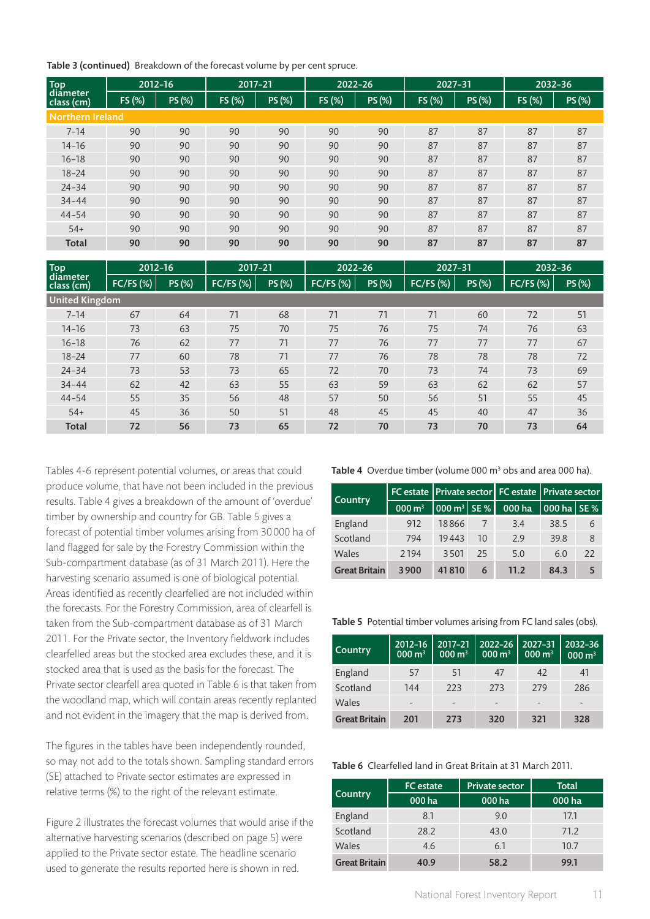**Table 3 (continued)** Breakdown of the forecast volume by per cent spruce.

| Top diameter class (cm) | 2012–16 | | 2017–21 | | 2022–26 | | 2027–31 | | 2032–36 | |
|---|---|---|---|---|---|---|---|---|---|---|
| | FS (%) | PS (%) | FS (%) | PS (%) | FS (%) | PS (%) | FS (%) | PS (%) | FS (%) | PS (%) |
| **Northern Ireland** | | | | | | | | | | |
| 7–14 | 90 | 90 | 90 | 90 | 90 | 90 | 87 | 87 | 87 | 87 |
| 14–16 | 90 | 90 | 90 | 90 | 90 | 90 | 87 | 87 | 87 | 87 |
| 16–18 | 90 | 90 | 90 | 90 | 90 | 90 | 87 | 87 | 87 | 87 |
| 18–24 | 90 | 90 | 90 | 90 | 90 | 90 | 87 | 87 | 87 | 87 |
| 24–34 | 90 | 90 | 90 | 90 | 90 | 90 | 87 | 87 | 87 | 87 |
| 34–44 | 90 | 90 | 90 | 90 | 90 | 90 | 87 | 87 | 87 | 87 |
| 44–54 | 90 | 90 | 90 | 90 | 90 | 90 | 87 | 87 | 87 | 87 |
| 54+ | 90 | 90 | 90 | 90 | 90 | 90 | 87 | 87 | 87 | 87 |
| **Total** | **90** | **90** | **90** | **90** | **90** | **90** | **87** | **87** | **87** | **87** |

| Top diameter class (cm) | 2012–16 | | 2017–21 | | 2022–26 | | 2027–31 | | 2032–36 | |
|---|---|---|---|---|---|---|---|---|---|---|
| | FC/FS (%) | PS (%) | FC/FS (%) | PS (%) | FC/FS (%) | PS (%) | FC/FS (%) | PS (%) | FC/FS (%) | PS (%) |
| **United Kingdom** | | | | | | | | | | |
| 7–14 | 67 | 64 | 71 | 68 | 71 | 71 | 71 | 60 | 72 | 51 |
| 14–16 | 73 | 63 | 75 | 70 | 75 | 76 | 75 | 74 | 76 | 63 |
| 16–18 | 76 | 62 | 77 | 71 | 77 | 76 | 77 | 77 | 77 | 67 |
| 18–24 | 77 | 60 | 78 | 71 | 77 | 76 | 78 | 78 | 78 | 72 |
| 24–34 | 73 | 53 | 73 | 65 | 72 | 70 | 73 | 74 | 73 | 69 |
| 34–44 | 62 | 42 | 63 | 55 | 63 | 59 | 63 | 62 | 62 | 57 |
| 44–54 | 55 | 35 | 56 | 48 | 57 | 50 | 56 | 51 | 55 | 45 |
| 54+ | 45 | 36 | 50 | 51 | 48 | 45 | 45 | 40 | 47 | 36 |
| **Total** | **72** | **56** | **73** | **65** | **72** | **70** | **73** | **70** | **73** | **64** |

Tables 4-6 represent potential volumes, or areas that could produce volume, that have not been included in the previous results. Table 4 gives a breakdown of the amount of 'overdue' timber by ownership and country for GB. Table 5 gives a forecast of potential timber volumes arising from 30 000 ha of land flagged for sale by the Forestry Commission within the Sub-compartment database (as of 31 March 2011). Here the harvesting scenario assumed is one of biological potential. Areas identified as recently clearfelled are not included within the forecasts. For the Forestry Commission, area of clearfell is taken from the Sub-compartment database as of 31 March 2011. For the Private sector, the Inventory fieldwork includes clearfelled areas but the stocked area excludes these, and it is stocked area that is used as the basis for the forecast. The Private sector clearfell area quoted in Table 6 is that taken from the woodland map, which will contain areas recently replanted and not evident in the imagery that the map is derived from.

The figures in the tables have been independently rounded, so may not add to the totals shown. Sampling standard errors (SE) attached to Private sector estimates are expressed in relative terms (%) to the right of the relevant estimate.

Figure 2 illustrates the forecast volumes that would arise if the alternative harvesting scenarios (described on page 5) were applied to the Private sector estate. The headline scenario used to generate the results reported here is shown in red.

**Table 4** Overdue timber (volume 000 m³ obs and area 000 ha).

| Country | FC estate | Private sector | | FC estate | Private sector | |
|---|---|---|---|---|---|---|
| | 000 m³ | 000 m³ | SE % | 000 ha | 000 ha | SE % |
| England | 912 | 18866 | 7 | 3.4 | 38.5 | 6 |
| Scotland | 794 | 19443 | 10 | 2.9 | 39.8 | 8 |
| Wales | 2194 | 3501 | 25 | 5.0 | 6.0 | 22 |
| **Great Britain** | **3900** | **41810** | **6** | **11.2** | **84.3** | **5** |

**Table 5** Potential timber volumes arising from FC land sales (obs).

| Country | 2012-16 000 m³ | 2017-21 000 m³ | 2022-26 000 m³ | 2027-31 000 m³ | 2032-36 000 m³ |
|---|---|---|---|---|---|
| England | 57 | 51 | 47 | 42 | 41 |
| Scotland | 144 | 223 | 273 | 279 | 286 |
| Wales | - | - | - | - | - |
| **Great Britain** | **201** | **273** | **320** | **321** | **328** |

**Table 6** Clearfelled land in Great Britain at 31 March 2011.

| Country | FC estate | Private sector | Total |
|---|---|---|---|
| | 000 ha | 000 ha | 000 ha |
| England | 8.1 | 9.0 | 17.1 |
| Scotland | 28.2 | 43.0 | 71.2 |
| Wales | 4.6 | 6.1 | 10.7 |
| **Great Britain** | **40.9** | **58.2** | **99.1** |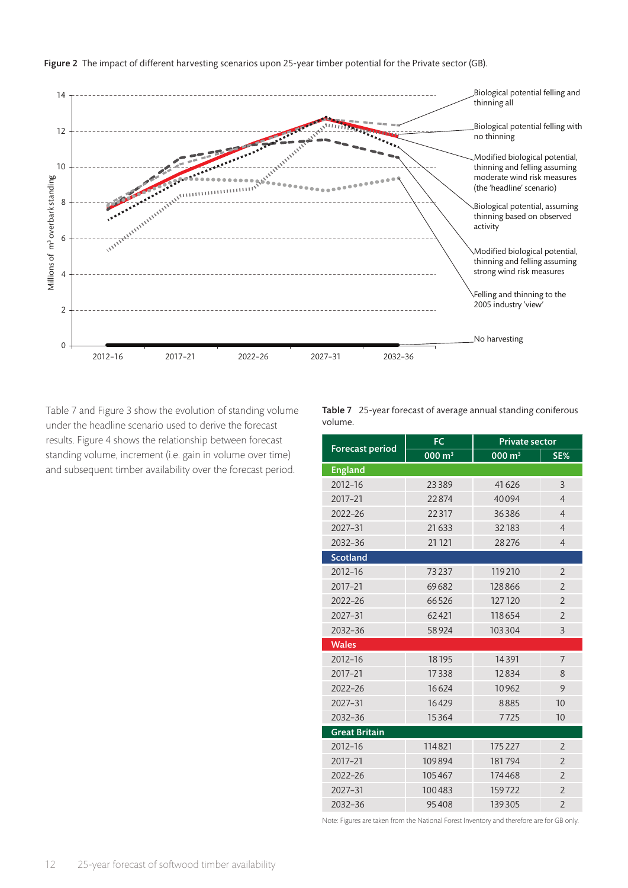**Figure 2** The impact of different harvesting scenarios upon 25-year timber potential for the Private sector (GB).

Table 7 and Figure 3 show the evolution of standing volume under the headline scenario used to derive the forecast results. Figure 4 shows the relationship between forecast standing volume, increment (i.e. gain in volume over time) and subsequent timber availability over the forecast period.

**Table 7** 25-year forecast of average annual standing coniferous volume.

| Forecast period | FC | Private sector | |
|---|---|---|---|
| | 000 $m^3$ | 000 $m^3$ | SE% |
| **England** | | | |
| 2012–16 | 23 389 | 41 626 | 3 |
| 2017–21 | 22 874 | 40 094 | 4 |
| 2022–26 | 22 317 | 36 386 | 4 |
| 2027–31 | 21 633 | 32 183 | 4 |
| 2032–36 | 21 121 | 28 276 | 4 |
| **Scotland** | | | |
| 2012–16 | 73 237 | 119 210 | 2 |
| 2017–21 | 69 682 | 128 866 | 2 |
| 2022–26 | 66 526 | 127 120 | 2 |
| 2027–31 | 62 421 | 118 654 | 2 |
| 2032–36 | 58 924 | 103 304 | 3 |
| **Wales** | | | |
| 2012–16 | 18 195 | 14 391 | 7 |
| 2017–21 | 17 338 | 12 834 | 8 |
| 2022–26 | 16 624 | 10 962 | 9 |
| 2027–31 | 16 429 | 8 885 | 10 |
| 2032–36 | 15 364 | 7 725 | 10 |
| **Great Britain** | | | |
| 2012–16 | 114 821 | 175 227 | 2 |
| 2017–21 | 109 894 | 181 794 | 2 |
| 2022–26 | 105 467 | 174 468 | 2 |
| 2027–31 | 100 483 | 159 722 | 2 |
| 2032–36 | 95 408 | 139 305 | 2 |

Note: Figures are taken from the National Forest Inventory and therefore are for GB only.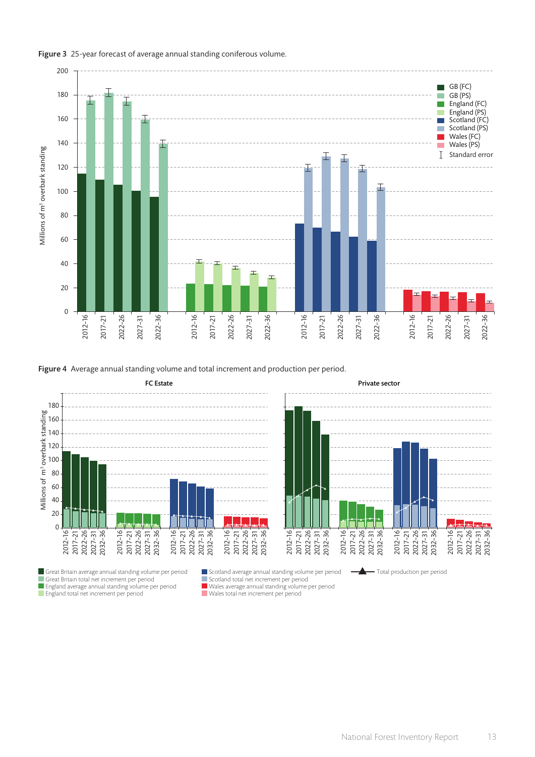**Figure 3** 25-year forecast of average annual standing coniferous volume.

**Figure 4** Average annual standing volume and total increment and production per period.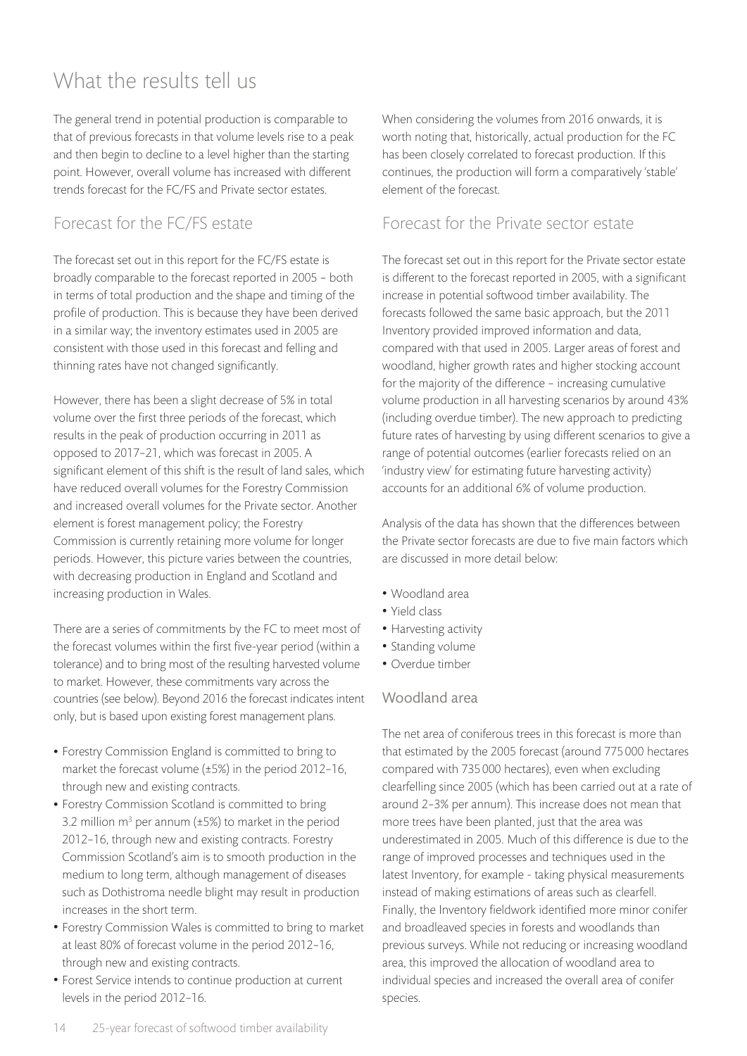# What the results tell us

The general trend in potential production is comparable to that of previous forecasts in that volume levels rise to a peak and then begin to decline to a level higher than the starting point. However, overall volume has increased with different trends forecast for the FC/FS and Private sector estates.

## Forecast for the FC/FS estate

The forecast set out in this report for the FC/FS estate is broadly comparable to the forecast reported in 2005 – both in terms of total production and the shape and timing of the profile of production. This is because they have been derived in a similar way; the inventory estimates used in 2005 are consistent with those used in this forecast and felling and thinning rates have not changed significantly.

However, there has been a slight decrease of 5% in total volume over the first three periods of the forecast, which results in the peak of production occurring in 2011 as opposed to 2017–21, which was forecast in 2005. A significant element of this shift is the result of land sales, which have reduced overall volumes for the Forestry Commission and increased overall volumes for the Private sector. Another element is forest management policy; the Forestry Commission is currently retaining more volume for longer periods. However, this picture varies between the countries, with decreasing production in England and Scotland and increasing production in Wales.

There are a series of commitments by the FC to meet most of the forecast volumes within the first five-year period (within a tolerance) and to bring most of the resulting harvested volume to market. However, these commitments vary across the countries (see below). Beyond 2016 the forecast indicates intent only, but is based upon existing forest management plans.

- Forestry Commission England is committed to bring to market the forecast volume (±5%) in the period 2012–16, through new and existing contracts.
- Forestry Commission Scotland is committed to bring 3.2 million $m^3$ per annum (±5%) to market in the period 2012–16, through new and existing contracts. Forestry Commission Scotland's aim is to smooth production in the medium to long term, although management of diseases such as Dothistroma needle blight may result in production increases in the short term.
- Forestry Commission Wales is committed to bring to market at least 80% of forecast volume in the period 2012–16, through new and existing contracts.
- Forest Service intends to continue production at current levels in the period 2012–16.

When considering the volumes from 2016 onwards, it is worth noting that, historically, actual production for the FC has been closely correlated to forecast production. If this continues, the production will form a comparatively 'stable' element of the forecast.

## Forecast for the Private sector estate

The forecast set out in this report for the Private sector estate is different to the forecast reported in 2005, with a significant increase in potential softwood timber availability. The forecasts followed the same basic approach, but the 2011 Inventory provided improved information and data, compared with that used in 2005. Larger areas of forest and woodland, higher growth rates and higher stocking account for the majority of the difference – increasing cumulative volume production in all harvesting scenarios by around 43% (including overdue timber). The new approach to predicting future rates of harvesting by using different scenarios to give a range of potential outcomes (earlier forecasts relied on an 'industry view' for estimating future harvesting activity) accounts for an additional 6% of volume production.

Analysis of the data has shown that the differences between the Private sector forecasts are due to five main factors which are discussed in more detail below:

- Woodland area
- Yield class
- Harvesting activity
- Standing volume
- Overdue timber

### Woodland area

The net area of coniferous trees in this forecast is more than that estimated by the 2005 forecast (around 775 000 hectares compared with 735 000 hectares), even when excluding clearfelling since 2005 (which has been carried out at a rate of around 2–3% per annum). This increase does not mean that more trees have been planted, just that the area was underestimated in 2005. Much of this difference is due to the range of improved processes and techniques used in the latest Inventory, for example - taking physical measurements instead of making estimations of areas such as clearfell. Finally, the Inventory fieldwork identified more minor conifer and broadleaved species in forests and woodlands than previous surveys. While not reducing or increasing woodland area, this improved the allocation of woodland area to individual species and increased the overall area of conifer species.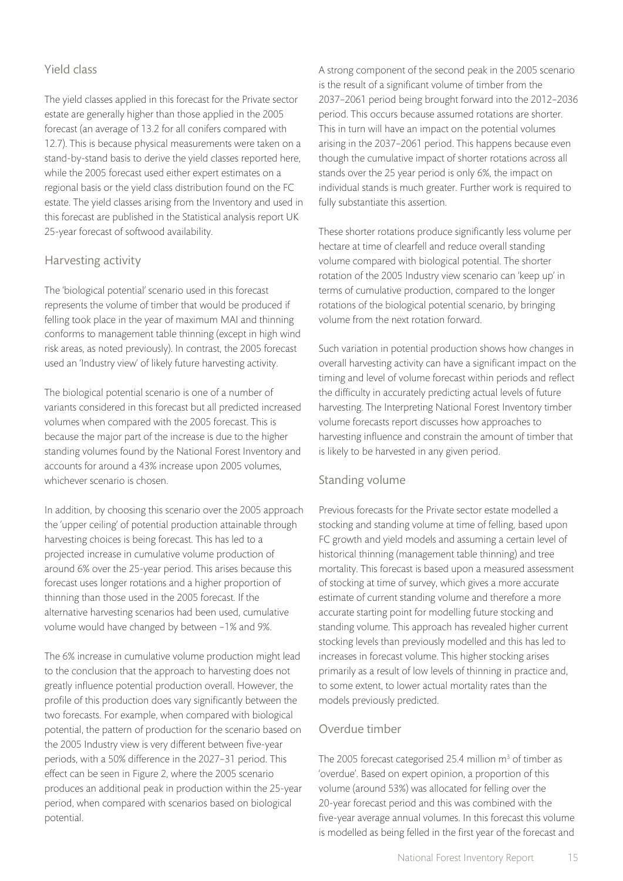## Yield class

The yield classes applied in this forecast for the Private sector estate are generally higher than those applied in the 2005 forecast (an average of 13.2 for all conifers compared with 12.7). This is because physical measurements were taken on a stand-by-stand basis to derive the yield classes reported here, while the 2005 forecast used either expert estimates on a regional basis or the yield class distribution found on the FC estate. The yield classes arising from the Inventory and used in this forecast are published in the Statistical analysis report UK 25-year forecast of softwood availability.

## Harvesting activity

The 'biological potential' scenario used in this forecast represents the volume of timber that would be produced if felling took place in the year of maximum MAI and thinning conforms to management table thinning (except in high wind risk areas, as noted previously). In contrast, the 2005 forecast used an 'Industry view' of likely future harvesting activity.

The biological potential scenario is one of a number of variants considered in this forecast but all predicted increased volumes when compared with the 2005 forecast. This is because the major part of the increase is due to the higher standing volumes found by the National Forest Inventory and accounts for around a 43% increase upon 2005 volumes, whichever scenario is chosen.

In addition, by choosing this scenario over the 2005 approach the 'upper ceiling' of potential production attainable through harvesting choices is being forecast. This has led to a projected increase in cumulative volume production of around 6% over the 25-year period. This arises because this forecast uses longer rotations and a higher proportion of thinning than those used in the 2005 forecast. If the alternative harvesting scenarios had been used, cumulative volume would have changed by between –1% and 9%.

The 6% increase in cumulative volume production might lead to the conclusion that the approach to harvesting does not greatly influence potential production overall. However, the profile of this production does vary significantly between the two forecasts. For example, when compared with biological potential, the pattern of production for the scenario based on the 2005 Industry view is very different between five-year periods, with a 50% difference in the 2027–31 period. This effect can be seen in Figure 2, where the 2005 scenario produces an additional peak in production within the 25-year period, when compared with scenarios based on biological potential.

A strong component of the second peak in the 2005 scenario is the result of a significant volume of timber from the 2037–2061 period being brought forward into the 2012–2036 period. This occurs because assumed rotations are shorter. This in turn will have an impact on the potential volumes arising in the 2037–2061 period. This happens because even though the cumulative impact of shorter rotations across all stands over the 25 year period is only 6%, the impact on individual stands is much greater. Further work is required to fully substantiate this assertion.

These shorter rotations produce significantly less volume per hectare at time of clearfell and reduce overall standing volume compared with biological potential. The shorter rotation of the 2005 Industry view scenario can 'keep up' in terms of cumulative production, compared to the longer rotations of the biological potential scenario, by bringing volume from the next rotation forward.

Such variation in potential production shows how changes in overall harvesting activity can have a significant impact on the timing and level of volume forecast within periods and reflect the difficulty in accurately predicting actual levels of future harvesting. The Interpreting National Forest Inventory timber volume forecasts report discusses how approaches to harvesting influence and constrain the amount of timber that is likely to be harvested in any given period.

## Standing volume

Previous forecasts for the Private sector estate modelled a stocking and standing volume at time of felling, based upon FC growth and yield models and assuming a certain level of historical thinning (management table thinning) and tree mortality. This forecast is based upon a measured assessment of stocking at time of survey, which gives a more accurate estimate of current standing volume and therefore a more accurate starting point for modelling future stocking and standing volume. This approach has revealed higher current stocking levels than previously modelled and this has led to increases in forecast volume. This higher stocking arises primarily as a result of low levels of thinning in practice and, to some extent, to lower actual mortality rates than the models previously predicted.

## Overdue timber

The 2005 forecast categorised 25.4 million m$^3$ of timber as 'overdue'. Based on expert opinion, a proportion of this volume (around 53%) was allocated for felling over the 20-year forecast period and this was combined with the five-year average annual volumes. In this forecast this volume is modelled as being felled in the first year of the forecast and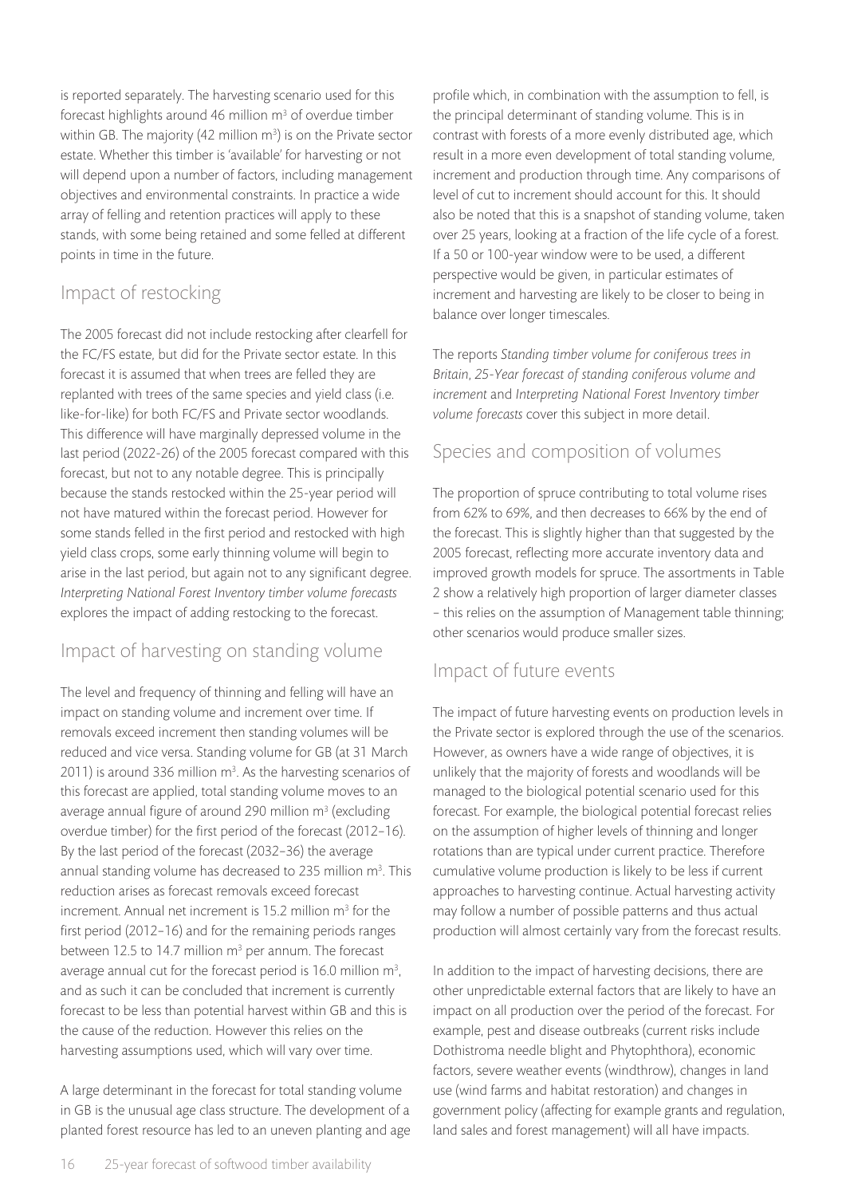is reported separately. The harvesting scenario used for this forecast highlights around 46 million $m^3$ of overdue timber within GB. The majority (42 million $m^3$) is on the Private sector estate. Whether this timber is 'available' for harvesting or not will depend upon a number of factors, including management objectives and environmental constraints. In practice a wide array of felling and retention practices will apply to these stands, with some being retained and some felled at different points in time in the future.

## Impact of restocking

The 2005 forecast did not include restocking after clearfell for the FC/FS estate, but did for the Private sector estate. In this forecast it is assumed that when trees are felled they are replanted with trees of the same species and yield class (i.e. like-for-like) for both FC/FS and Private sector woodlands. This difference will have marginally depressed volume in the last period (2022-26) of the 2005 forecast compared with this forecast, but not to any notable degree. This is principally because the stands restocked within the 25-year period will not have matured within the forecast period. However for some stands felled in the first period and restocked with high yield class crops, some early thinning volume will begin to arise in the last period, but again not to any significant degree. *Interpreting National Forest Inventory timber volume forecasts* explores the impact of adding restocking to the forecast.

## Impact of harvesting on standing volume

The level and frequency of thinning and felling will have an impact on standing volume and increment over time. If removals exceed increment then standing volumes will be reduced and vice versa. Standing volume for GB (at 31 March 2011) is around 336 million $m^3$. As the harvesting scenarios of this forecast are applied, total standing volume moves to an average annual figure of around 290 million $m^3$ (excluding overdue timber) for the first period of the forecast (2012–16). By the last period of the forecast (2032–36) the average annual standing volume has decreased to 235 million $m^3$. This reduction arises as forecast removals exceed forecast increment. Annual net increment is 15.2 million $m^3$ for the first period (2012–16) and for the remaining periods ranges between 12.5 to 14.7 million $m^3$ per annum. The forecast average annual cut for the forecast period is 16.0 million $m^3$, and as such it can be concluded that increment is currently forecast to be less than potential harvest within GB and this is the cause of the reduction. However this relies on the harvesting assumptions used, which will vary over time.

A large determinant in the forecast for total standing volume in GB is the unusual age class structure. The development of a planted forest resource has led to an uneven planting and age profile which, in combination with the assumption to fell, is the principal determinant of standing volume. This is in contrast with forests of a more evenly distributed age, which result in a more even development of total standing volume, increment and production through time. Any comparisons of level of cut to increment should account for this. It should also be noted that this is a snapshot of standing volume, taken over 25 years, looking at a fraction of the life cycle of a forest. If a 50 or 100-year window were to be used, a different perspective would be given, in particular estimates of increment and harvesting are likely to be closer to being in balance over longer timescales.

The reports *Standing timber volume for coniferous trees in Britain*, *25-Year forecast of standing coniferous volume and increment* and *Interpreting National Forest Inventory timber volume forecasts* cover this subject in more detail.

## Species and composition of volumes

The proportion of spruce contributing to total volume rises from 62% to 69%, and then decreases to 66% by the end of the forecast. This is slightly higher than that suggested by the 2005 forecast, reflecting more accurate inventory data and improved growth models for spruce. The assortments in Table 2 show a relatively high proportion of larger diameter classes – this relies on the assumption of Management table thinning; other scenarios would produce smaller sizes.

## Impact of future events

The impact of future harvesting events on production levels in the Private sector is explored through the use of the scenarios. However, as owners have a wide range of objectives, it is unlikely that the majority of forests and woodlands will be managed to the biological potential scenario used for this forecast. For example, the biological potential forecast relies on the assumption of higher levels of thinning and longer rotations than are typical under current practice. Therefore cumulative volume production is likely to be less if current approaches to harvesting continue. Actual harvesting activity may follow a number of possible patterns and thus actual production will almost certainly vary from the forecast results.

In addition to the impact of harvesting decisions, there are other unpredictable external factors that are likely to have an impact on all production over the period of the forecast. For example, pest and disease outbreaks (current risks include Dothistroma needle blight and Phytophthora), economic factors, severe weather events (windthrow), changes in land use (wind farms and habitat restoration) and changes in government policy (affecting for example grants and regulation, land sales and forest management) will all have impacts.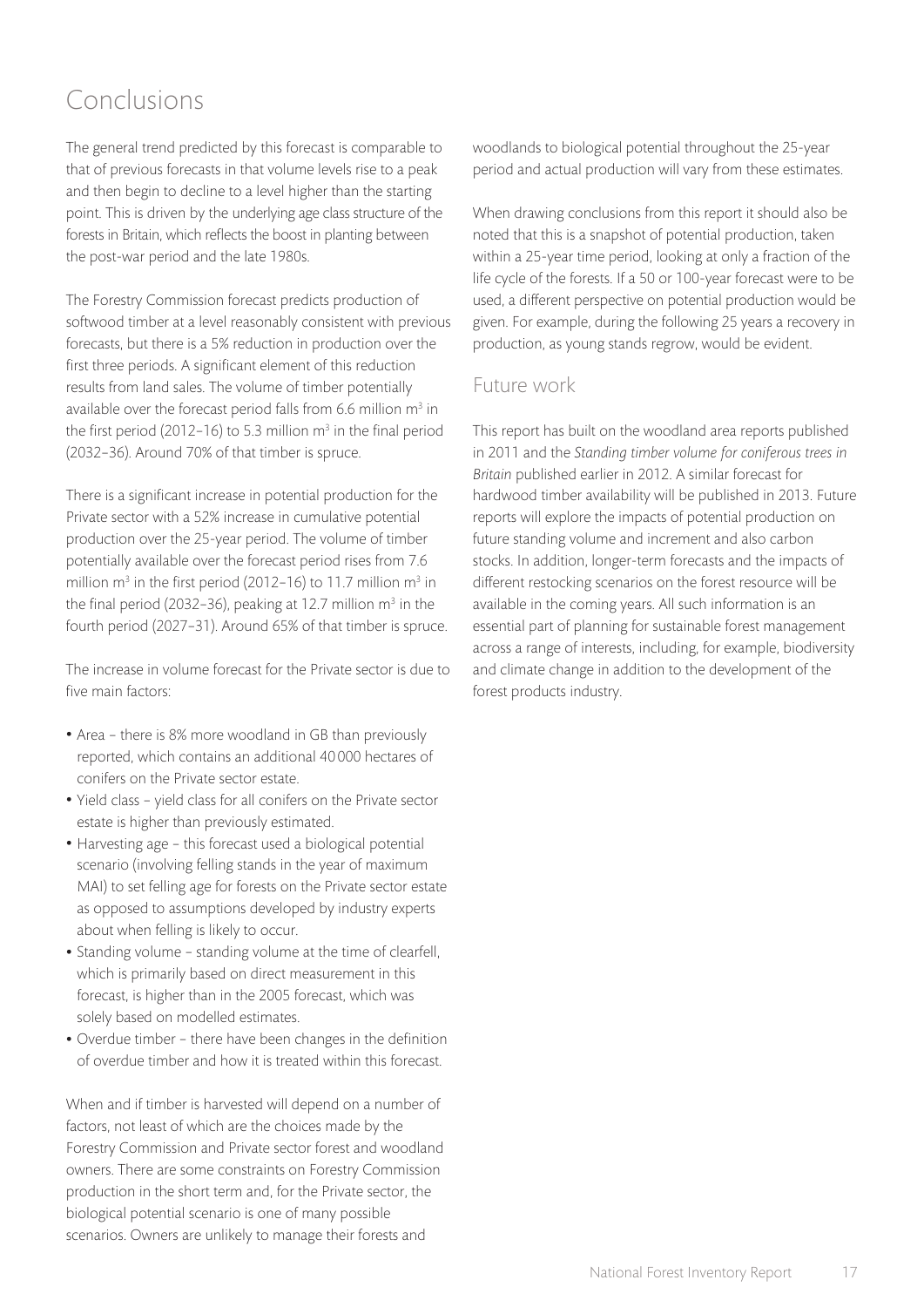# Conclusions

The general trend predicted by this forecast is comparable to that of previous forecasts in that volume levels rise to a peak and then begin to decline to a level higher than the starting point. This is driven by the underlying age class structure of the forests in Britain, which reflects the boost in planting between the post-war period and the late 1980s.

The Forestry Commission forecast predicts production of softwood timber at a level reasonably consistent with previous forecasts, but there is a 5% reduction in production over the first three periods. A significant element of this reduction results from land sales. The volume of timber potentially available over the forecast period falls from 6.6 million $m^3$ in the first period (2012–16) to 5.3 million $m^3$ in the final period (2032–36). Around 70% of that timber is spruce.

There is a significant increase in potential production for the Private sector with a 52% increase in cumulative potential production over the 25-year period. The volume of timber potentially available over the forecast period rises from 7.6 million $m^3$ in the first period (2012–16) to 11.7 million $m^3$ in the final period (2032–36), peaking at 12.7 million $m^3$ in the fourth period (2027–31). Around 65% of that timber is spruce.

The increase in volume forecast for the Private sector is due to five main factors:

- Area – there is 8% more woodland in GB than previously reported, which contains an additional 40 000 hectares of conifers on the Private sector estate.
- Yield class – yield class for all conifers on the Private sector estate is higher than previously estimated.
- Harvesting age – this forecast used a biological potential scenario (involving felling stands in the year of maximum MAI) to set felling age for forests on the Private sector estate as opposed to assumptions developed by industry experts about when felling is likely to occur.
- Standing volume – standing volume at the time of clearfell, which is primarily based on direct measurement in this forecast, is higher than in the 2005 forecast, which was solely based on modelled estimates.
- Overdue timber – there have been changes in the definition of overdue timber and how it is treated within this forecast.

When and if timber is harvested will depend on a number of factors, not least of which are the choices made by the Forestry Commission and Private sector forest and woodland owners. There are some constraints on Forestry Commission production in the short term and, for the Private sector, the biological potential scenario is one of many possible scenarios. Owners are unlikely to manage their forests and woodlands to biological potential throughout the 25-year period and actual production will vary from these estimates.

When drawing conclusions from this report it should also be noted that this is a snapshot of potential production, taken within a 25-year time period, looking at only a fraction of the life cycle of the forests. If a 50 or 100-year forecast were to be used, a different perspective on potential production would be given. For example, during the following 25 years a recovery in production, as young stands regrow, would be evident.

## Future work

This report has built on the woodland area reports published in 2011 and the *Standing timber volume for coniferous trees in Britain* published earlier in 2012. A similar forecast for hardwood timber availability will be published in 2013. Future reports will explore the impacts of potential production on future standing volume and increment and also carbon stocks. In addition, longer-term forecasts and the impacts of different restocking scenarios on the forest resource will be available in the coming years. All such information is an essential part of planning for sustainable forest management across a range of interests, including, for example, biodiversity and climate change in addition to the development of the forest products industry.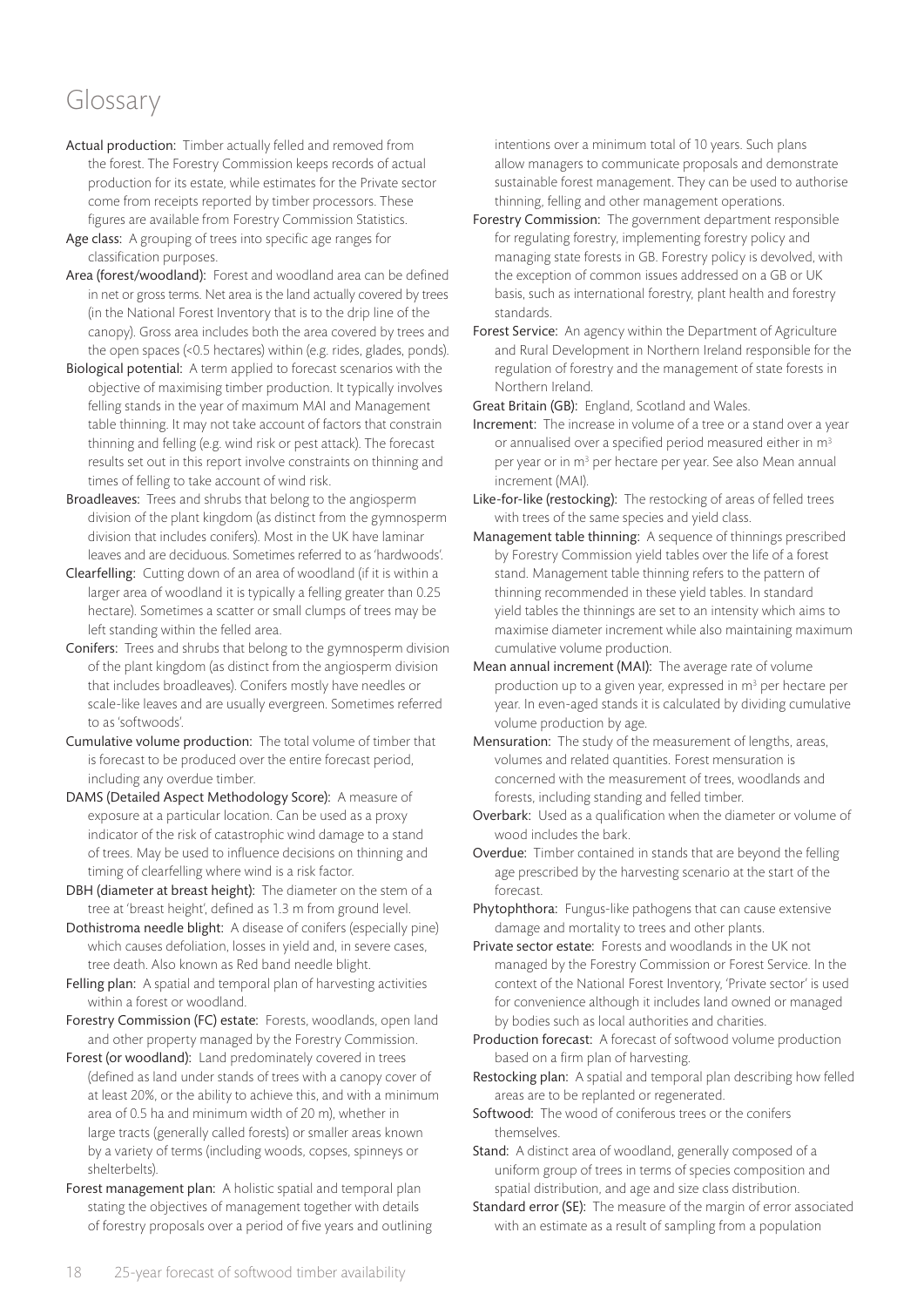# Glossary

**Actual production:** Timber actually felled and removed from the forest. The Forestry Commission keeps records of actual production for its estate, while estimates for the Private sector come from receipts reported by timber processors. These figures are available from Forestry Commission Statistics.

**Age class:** A grouping of trees into specific age ranges for classification purposes.

**Area (forest/woodland):** Forest and woodland area can be defined in net or gross terms. Net area is the land actually covered by trees (in the National Forest Inventory that is to the drip line of the canopy). Gross area includes both the area covered by trees and the open spaces (<0.5 hectares) within (e.g. rides, glades, ponds).

**Biological potential:** A term applied to forecast scenarios with the objective of maximising timber production. It typically involves felling stands in the year of maximum MAI and Management table thinning. It may not take account of factors that constrain thinning and felling (e.g. wind risk or pest attack). The forecast results set out in this report involve constraints on thinning and times of felling to take account of wind risk.

**Broadleaves:** Trees and shrubs that belong to the angiosperm division of the plant kingdom (as distinct from the gymnosperm division that includes conifers). Most in the UK have laminar leaves and are deciduous. Sometimes referred to as 'hardwoods'.

**Clearfelling:** Cutting down of an area of woodland (if it is within a larger area of woodland it is typically a felling greater than 0.25 hectare). Sometimes a scatter or small clumps of trees may be left standing within the felled area.

**Conifers:** Trees and shrubs that belong to the gymnosperm division of the plant kingdom (as distinct from the angiosperm division that includes broadleaves). Conifers mostly have needles or scale-like leaves and are usually evergreen. Sometimes referred to as 'softwoods'.

**Cumulative volume production:** The total volume of timber that is forecast to be produced over the entire forecast period, including any overdue timber.

**DAMS (Detailed Aspect Methodology Score):** A measure of exposure at a particular location. Can be used as a proxy indicator of the risk of catastrophic wind damage to a stand of trees. May be used to influence decisions on thinning and timing of clearfelling where wind is a risk factor.

**DBH (diameter at breast height):** The diameter on the stem of a tree at 'breast height', defined as 1.3 m from ground level.

**Dothistroma needle blight:** A disease of conifers (especially pine) which causes defoliation, losses in yield and, in severe cases, tree death. Also known as Red band needle blight.

**Felling plan:** A spatial and temporal plan of harvesting activities within a forest or woodland.

**Forestry Commission (FC) estate:** Forests, woodlands, open land and other property managed by the Forestry Commission.

**Forest (or woodland):** Land predominately covered in trees (defined as land under stands of trees with a canopy cover of at least 20%, or the ability to achieve this, and with a minimum area of 0.5 ha and minimum width of 20 m), whether in large tracts (generally called forests) or smaller areas known by a variety of terms (including woods, copses, spinneys or shelterbelts).

**Forest management plan:** A holistic spatial and temporal plan stating the objectives of management together with details of forestry proposals over a period of five years and outlining intentions over a minimum total of 10 years. Such plans allow managers to communicate proposals and demonstrate sustainable forest management. They can be used to authorise thinning, felling and other management operations.

**Forestry Commission:** The government department responsible for regulating forestry, implementing forestry policy and managing state forests in GB. Forestry policy is devolved, with the exception of common issues addressed on a GB or UK basis, such as international forestry, plant health and forestry standards.

**Forest Service:** An agency within the Department of Agriculture and Rural Development in Northern Ireland responsible for the regulation of forestry and the management of state forests in Northern Ireland.

**Great Britain (GB):** England, Scotland and Wales.

**Increment:** The increase in volume of a tree or a stand over a year or annualised over a specified period measured either in $m^3$ per year or in $m^3$ per hectare per year. See also Mean annual increment (MAI).

**Like-for-like (restocking):** The restocking of areas of felled trees with trees of the same species and yield class.

**Management table thinning:** A sequence of thinnings prescribed by Forestry Commission yield tables over the life of a forest stand. Management table thinning refers to the pattern of thinning recommended in these yield tables. In standard yield tables the thinnings are set to an intensity which aims to maximise diameter increment while also maintaining maximum cumulative volume production.

**Mean annual increment (MAI):** The average rate of volume production up to a given year, expressed in $m^3$ per hectare per year. In even-aged stands it is calculated by dividing cumulative volume production by age.

**Mensuration:** The study of the measurement of lengths, areas, volumes and related quantities. Forest mensuration is concerned with the measurement of trees, woodlands and forests, including standing and felled timber.

**Overbark:** Used as a qualification when the diameter or volume of wood includes the bark.

**Overdue:** Timber contained in stands that are beyond the felling age prescribed by the harvesting scenario at the start of the forecast.

**Phytophthora:** Fungus-like pathogens that can cause extensive damage and mortality to trees and other plants.

**Private sector estate:** Forests and woodlands in the UK not managed by the Forestry Commission or Forest Service. In the context of the National Forest Inventory, 'Private sector' is used for convenience although it includes land owned or managed by bodies such as local authorities and charities.

**Production forecast:** A forecast of softwood volume production based on a firm plan of harvesting.

**Restocking plan:** A spatial and temporal plan describing how felled areas are to be replanted or regenerated.

**Softwood:** The wood of coniferous trees or the conifers themselves.

**Stand:** A distinct area of woodland, generally composed of a uniform group of trees in terms of species composition and spatial distribution, and age and size class distribution.

**Standard error (SE):** The measure of the margin of error associated with an estimate as a result of sampling from a population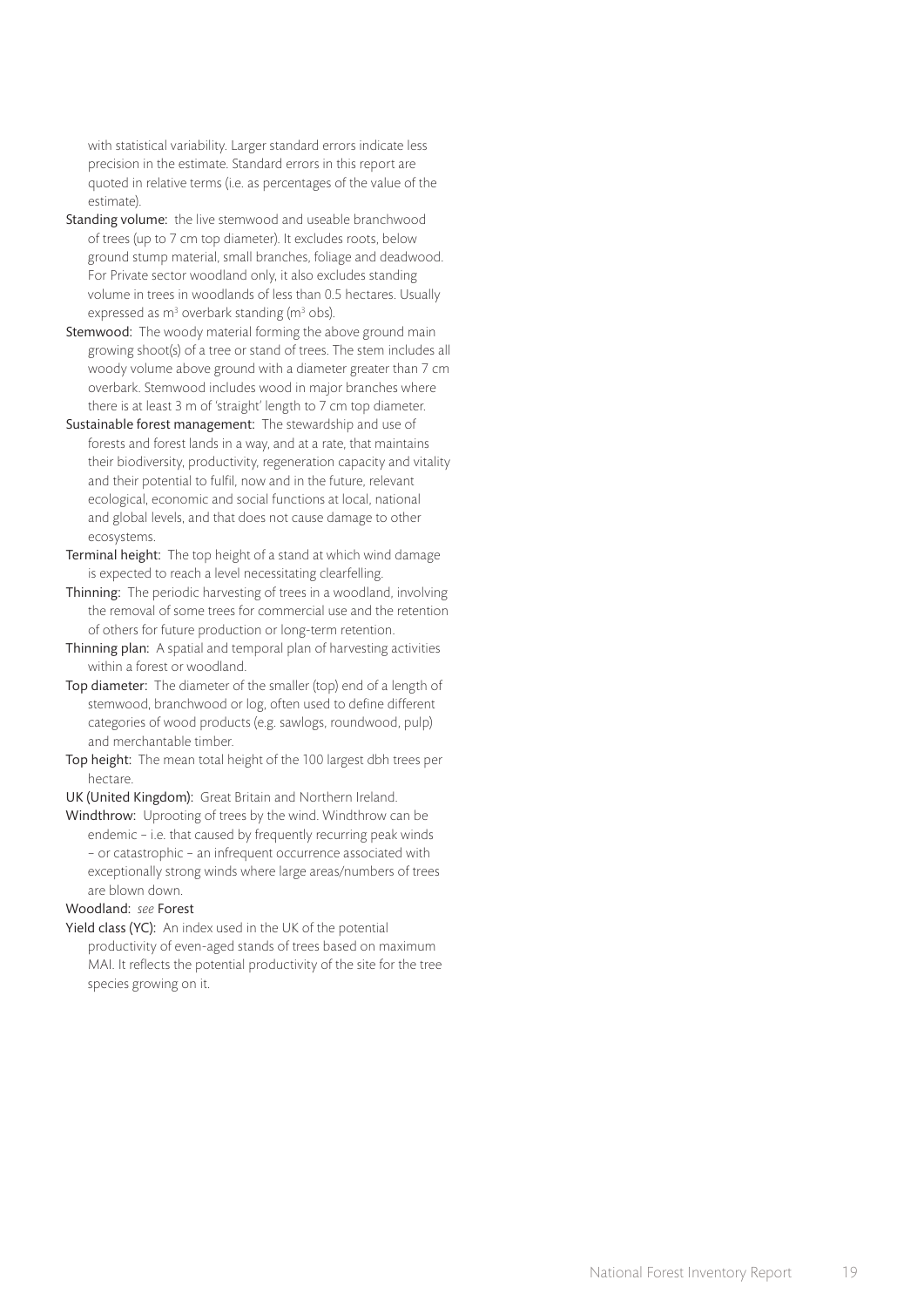with statistical variability. Larger standard errors indicate less precision in the estimate. Standard errors in this report are quoted in relative terms (i.e. as percentages of the value of the estimate).

**Standing volume:** the live stemwood and useable branchwood of trees (up to 7 cm top diameter). It excludes roots, below ground stump material, small branches, foliage and deadwood. For Private sector woodland only, it also excludes standing volume in trees in woodlands of less than 0.5 hectares. Usually expressed as $m^3$ overbark standing ($m^3$ obs).

**Stemwood:** The woody material forming the above ground main growing shoot(s) of a tree or stand of trees. The stem includes all woody volume above ground with a diameter greater than 7 cm overbark. Stemwood includes wood in major branches where there is at least 3 m of 'straight' length to 7 cm top diameter.

**Sustainable forest management:** The stewardship and use of forests and forest lands in a way, and at a rate, that maintains their biodiversity, productivity, regeneration capacity and vitality and their potential to fulfil, now and in the future, relevant ecological, economic and social functions at local, national and global levels, and that does not cause damage to other ecosystems.

**Terminal height:** The top height of a stand at which wind damage is expected to reach a level necessitating clearfelling.

**Thinning:** The periodic harvesting of trees in a woodland, involving the removal of some trees for commercial use and the retention of others for future production or long-term retention.

**Thinning plan:** A spatial and temporal plan of harvesting activities within a forest or woodland.

**Top diameter:** The diameter of the smaller (top) end of a length of stemwood, branchwood or log, often used to define different categories of wood products (e.g. sawlogs, roundwood, pulp) and merchantable timber.

**Top height:** The mean total height of the 100 largest dbh trees per hectare.

**UK (United Kingdom):** Great Britain and Northern Ireland.

**Windthrow:** Uprooting of trees by the wind. Windthrow can be endemic – i.e. that caused by frequently recurring peak winds – or catastrophic – an infrequent occurrence associated with exceptionally strong winds where large areas/numbers of trees are blown down.

**Woodland:** *see* **Forest**

**Yield class (YC):** An index used in the UK of the potential productivity of even-aged stands of trees based on maximum MAI. It reflects the potential productivity of the site for the tree species growing on it.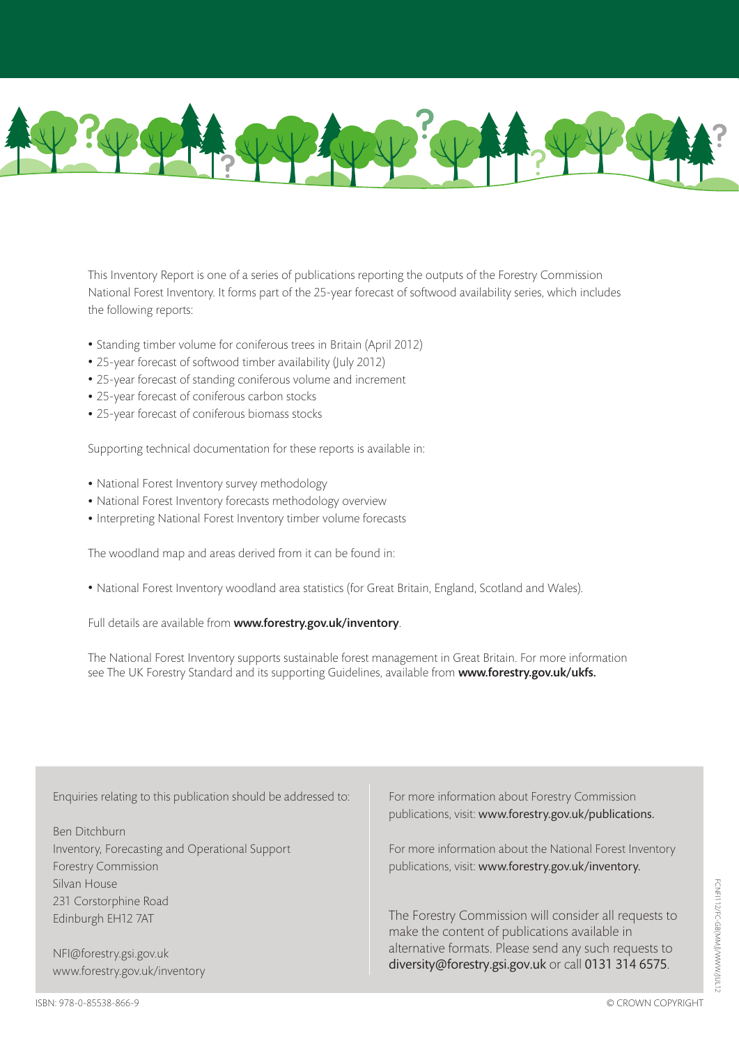This Inventory Report is one of a series of publications reporting the outputs of the Forestry Commission National Forest Inventory. It forms part of the 25-year forecast of softwood availability series, which includes the following reports:

- Standing timber volume for coniferous trees in Britain (April 2012)
- 25-year forecast of softwood timber availability (July 2012)
- 25-year forecast of standing coniferous volume and increment
- 25-year forecast of coniferous carbon stocks
- 25-year forecast of coniferous biomass stocks

Supporting technical documentation for these reports is available in:

- National Forest Inventory survey methodology
- National Forest Inventory forecasts methodology overview
- Interpreting National Forest Inventory timber volume forecasts

The woodland map and areas derived from it can be found in:

- National Forest Inventory woodland area statistics (for Great Britain, England, Scotland and Wales).

Full details are available from **www.forestry.gov.uk/inventory**.

The National Forest Inventory supports sustainable forest management in Great Britain. For more information see The UK Forestry Standard and its supporting Guidelines, available from **www.forestry.gov.uk/ukfs.**

Enquiries relating to this publication should be addressed to:

Ben Ditchburn
Inventory, Forecasting and Operational Support
Forestry Commission
Silvan House
231 Corstorphine Road
Edinburgh EH12 7AT

NFI@forestry.gsi.gov.uk
www.forestry.gov.uk/inventory

For more information about Forestry Commission publications, visit: www.forestry.gov.uk/publications.

For more information about the National Forest Inventory publications, visit: www.forestry.gov.uk/inventory.

The Forestry Commission will consider all requests to make the content of publications available in alternative formats. Please send any such requests to diversity@forestry.gsi.gov.uk or call 0131 314 6575.

FCNFI112/FC-GB(MMJ)/WWW/JUL12

ISBN: 978-0-85538-866-9

© CROWN COPYRIGHT